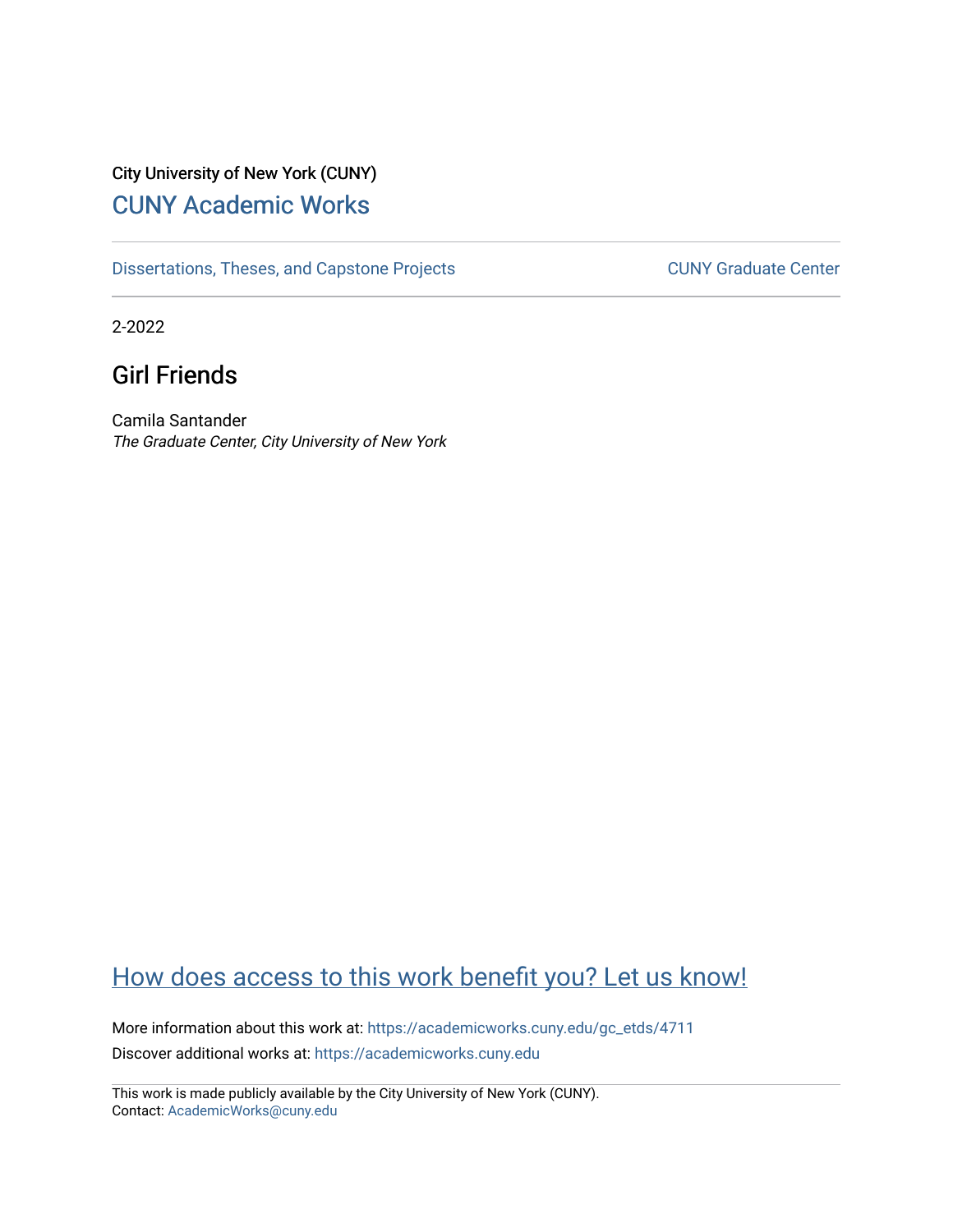City University of New York (CUNY)

## CUNY Academic Works

Dissertations, Theses, and Capstone Projects

CUNY Graduate Center

2-2022

# Girl Friends

Camila Santander
*The Graduate Center, City University of New York*

How does access to this work benefit you? Let us know!

More information about this work at: https://academicworks.cuny.edu/gc_etds/4711
Discover additional works at: https://academicworks.cuny.edu

This work is made publicly available by the City University of New York (CUNY).
Contact: AcademicWorks@cuny.edu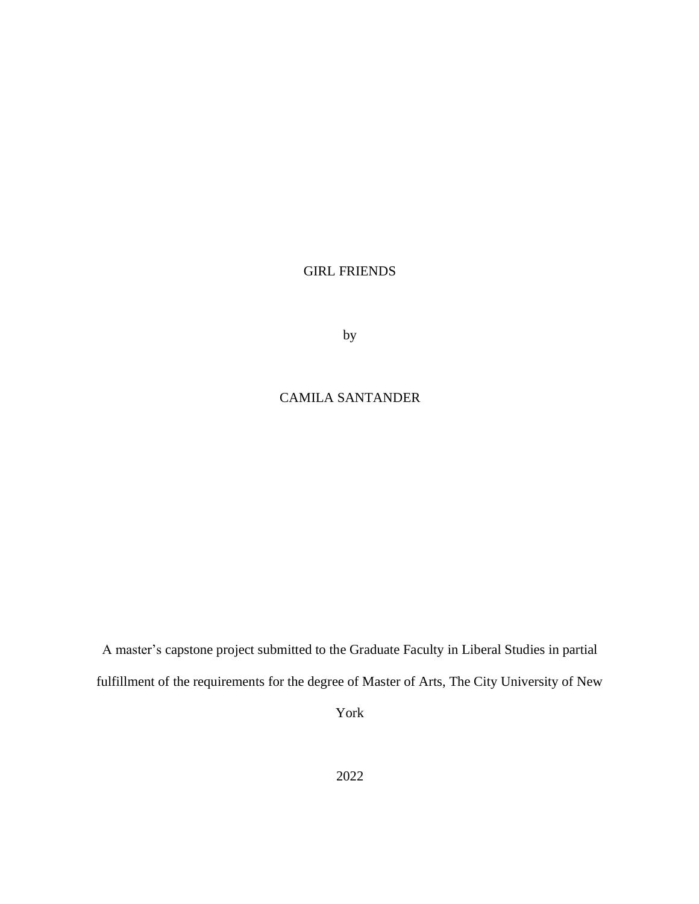GIRL FRIENDS

by

CAMILA SANTANDER

A master's capstone project submitted to the Graduate Faculty in Liberal Studies in partial fulfillment of the requirements for the degree of Master of Arts, The City University of New York

2022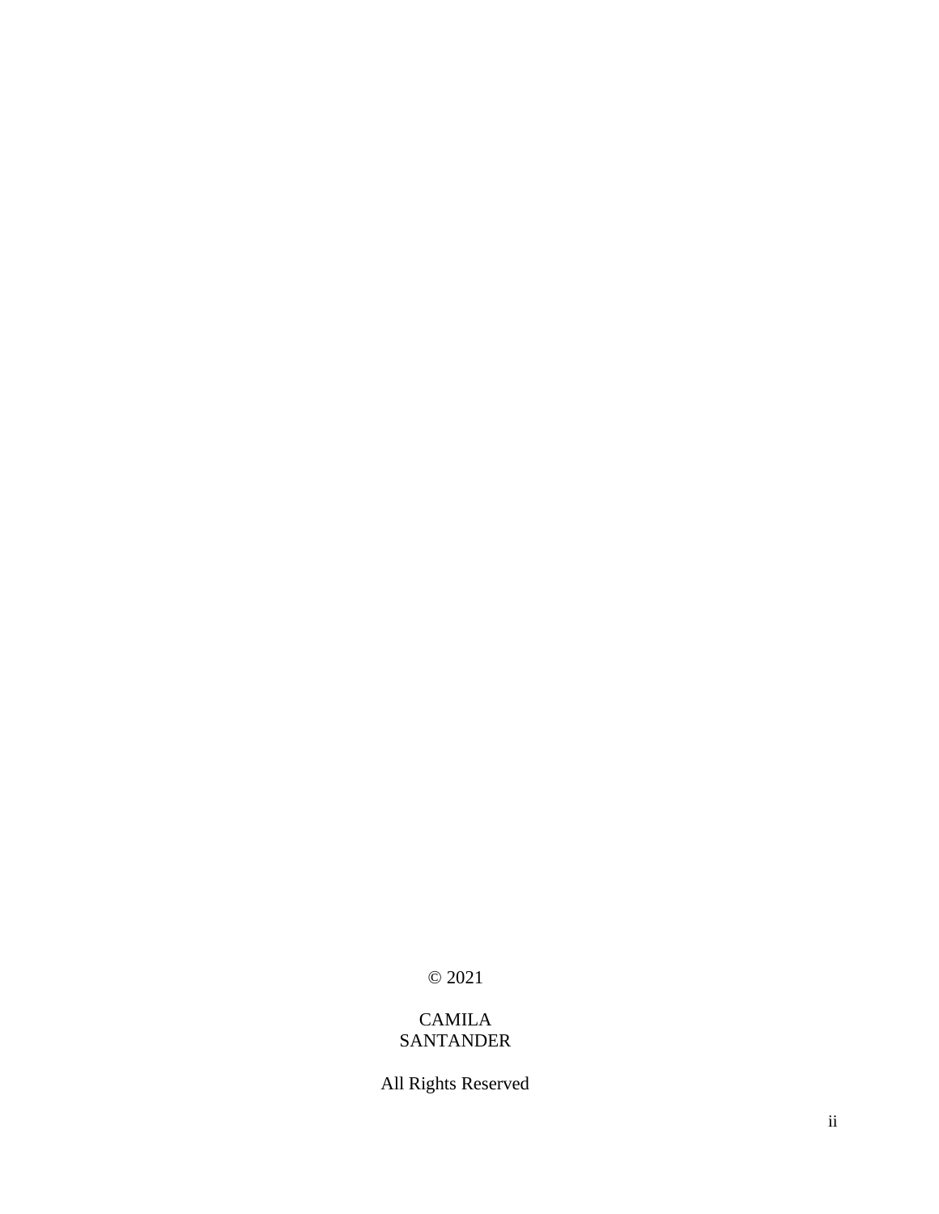© 2021

CAMILA
SANTANDER

All Rights Reserved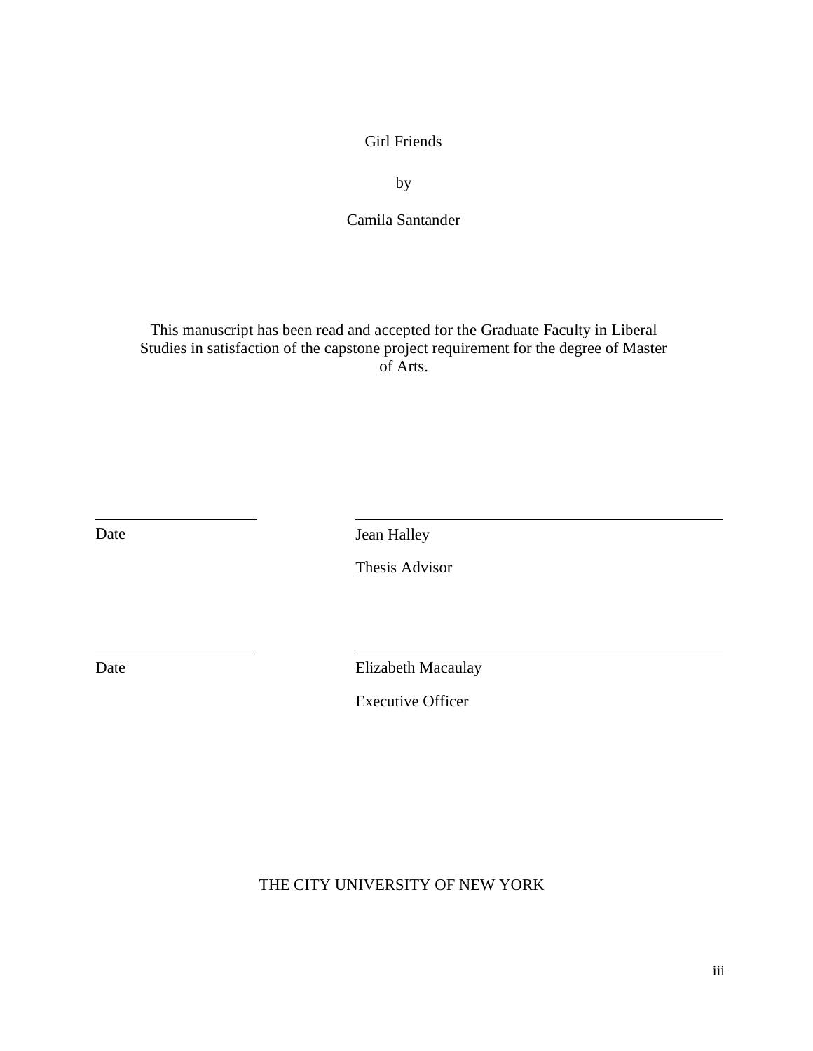Girl Friends

by

Camila Santander

This manuscript has been read and accepted for the Graduate Faculty in Liberal Studies in satisfaction of the capstone project requirement for the degree of Master of Arts.

| | |
|---|---|
| Date | Jean Halley<br>Thesis Advisor |
| Date | Elizabeth Macaulay<br>Executive Officer |

THE CITY UNIVERSITY OF NEW YORK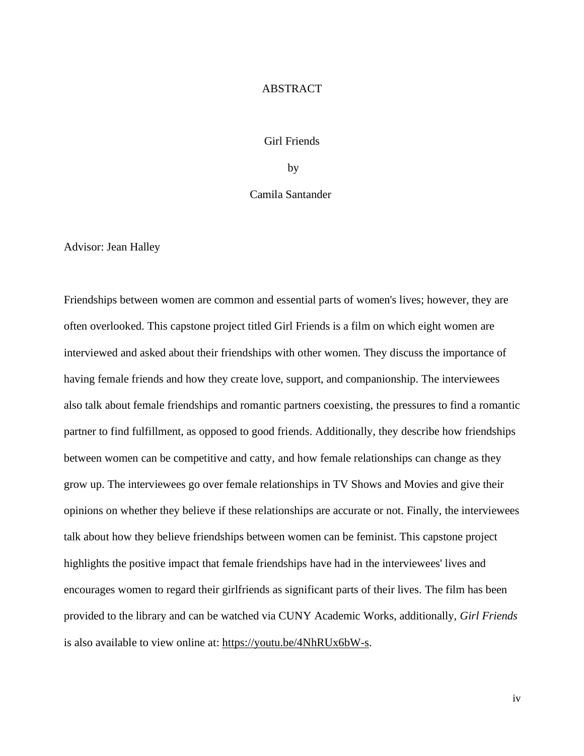# ABSTRACT

Girl Friends

by

Camila Santander

Advisor: Jean Halley

Friendships between women are common and essential parts of women's lives; however, they are often overlooked. This capstone project titled Girl Friends is a film on which eight women are interviewed and asked about their friendships with other women. They discuss the importance of having female friends and how they create love, support, and companionship. The interviewees also talk about female friendships and romantic partners coexisting, the pressures to find a romantic partner to find fulfillment, as opposed to good friends. Additionally, they describe how friendships between women can be competitive and catty, and how female relationships can change as they grow up. The interviewees go over female relationships in TV Shows and Movies and give their opinions on whether they believe if these relationships are accurate or not. Finally, the interviewees talk about how they believe friendships between women can be feminist. This capstone project highlights the positive impact that female friendships have had in the interviewees' lives and encourages women to regard their girlfriends as significant parts of their lives. The film has been provided to the library and can be watched via CUNY Academic Works, additionally, *Girl Friends* is also available to view online at: https://youtu.be/4NhRUx6bW-s.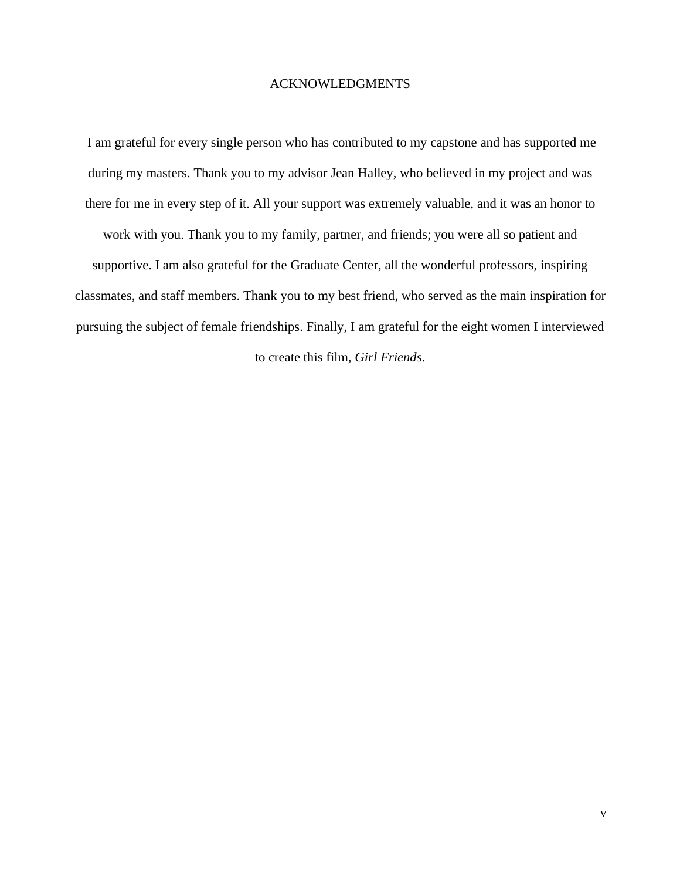# ACKNOWLEDGMENTS

I am grateful for every single person who has contributed to my capstone and has supported me during my masters. Thank you to my advisor Jean Halley, who believed in my project and was there for me in every step of it. All your support was extremely valuable, and it was an honor to work with you. Thank you to my family, partner, and friends; you were all so patient and supportive. I am also grateful for the Graduate Center, all the wonderful professors, inspiring classmates, and staff members. Thank you to my best friend, who served as the main inspiration for pursuing the subject of female friendships. Finally, I am grateful for the eight women I interviewed to create this film, *Girl Friends*.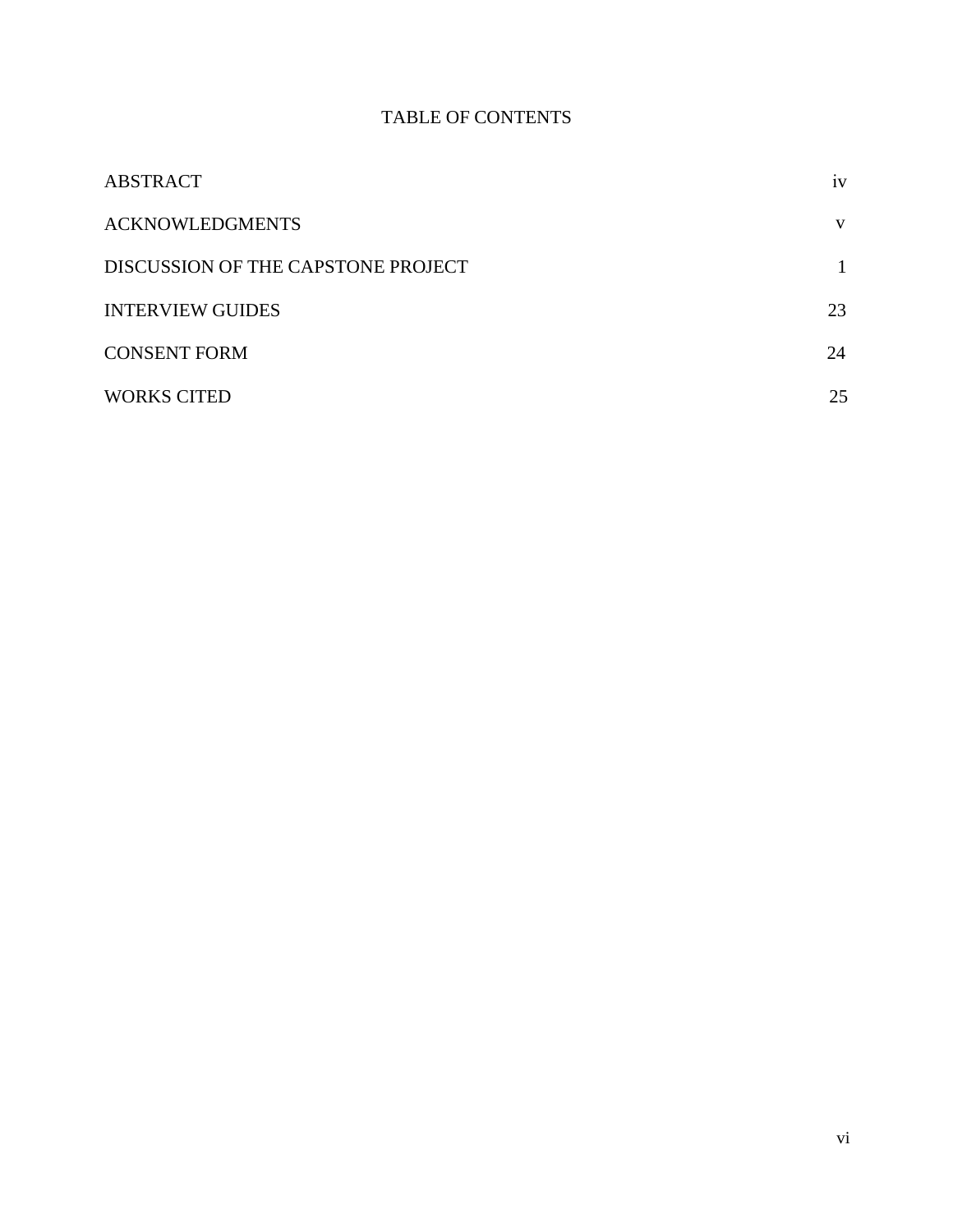# TABLE OF CONTENTS

| | |
|---|---|
| ABSTRACT | iv |
| ACKNOWLEDGMENTS | v |
| DISCUSSION OF THE CAPSTONE PROJECT | 1 |
| INTERVIEW GUIDES | 23 |
| CONSENT FORM | 24 |
| WORKS CITED | 25 |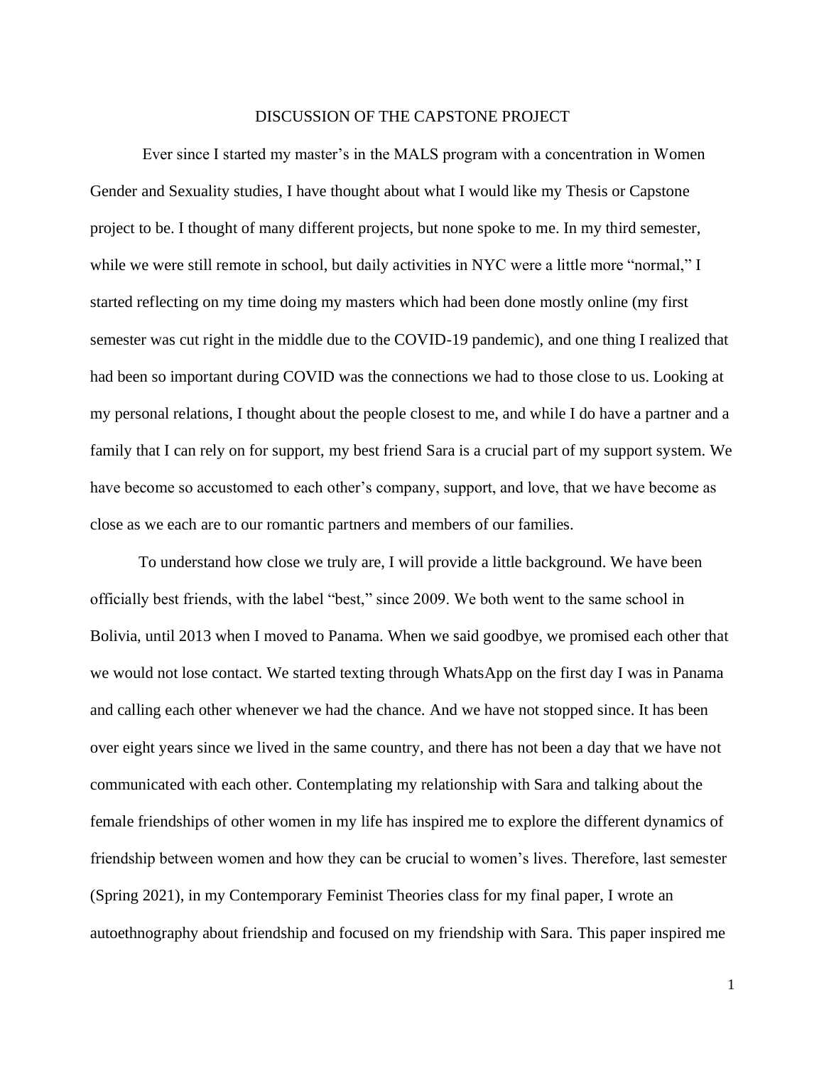# DISCUSSION OF THE CAPSTONE PROJECT

Ever since I started my master's in the MALS program with a concentration in Women Gender and Sexuality studies, I have thought about what I would like my Thesis or Capstone project to be. I thought of many different projects, but none spoke to me. In my third semester, while we were still remote in school, but daily activities in NYC were a little more "normal," I started reflecting on my time doing my masters which had been done mostly online (my first semester was cut right in the middle due to the COVID-19 pandemic), and one thing I realized that had been so important during COVID was the connections we had to those close to us. Looking at my personal relations, I thought about the people closest to me, and while I do have a partner and a family that I can rely on for support, my best friend Sara is a crucial part of my support system. We have become so accustomed to each other's company, support, and love, that we have become as close as we each are to our romantic partners and members of our families.

To understand how close we truly are, I will provide a little background. We have been officially best friends, with the label "best," since 2009. We both went to the same school in Bolivia, until 2013 when I moved to Panama. When we said goodbye, we promised each other that we would not lose contact. We started texting through WhatsApp on the first day I was in Panama and calling each other whenever we had the chance. And we have not stopped since. It has been over eight years since we lived in the same country, and there has not been a day that we have not communicated with each other. Contemplating my relationship with Sara and talking about the female friendships of other women in my life has inspired me to explore the different dynamics of friendship between women and how they can be crucial to women's lives. Therefore, last semester (Spring 2021), in my Contemporary Feminist Theories class for my final paper, I wrote an autoethnography about friendship and focused on my friendship with Sara. This paper inspired me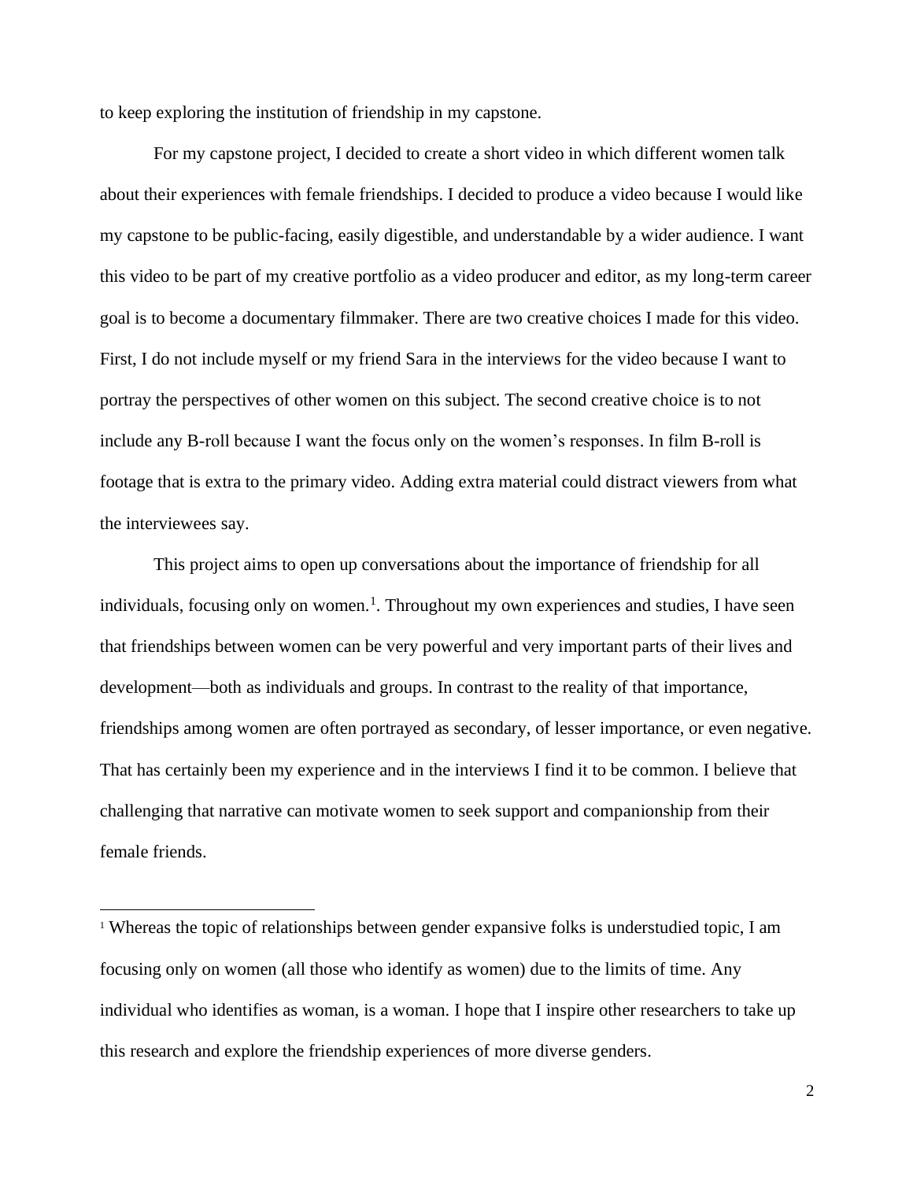to keep exploring the institution of friendship in my capstone.

For my capstone project, I decided to create a short video in which different women talk about their experiences with female friendships. I decided to produce a video because I would like my capstone to be public-facing, easily digestible, and understandable by a wider audience. I want this video to be part of my creative portfolio as a video producer and editor, as my long-term career goal is to become a documentary filmmaker. There are two creative choices I made for this video. First, I do not include myself or my friend Sara in the interviews for the video because I want to portray the perspectives of other women on this subject. The second creative choice is to not include any B-roll because I want the focus only on the women's responses. In film B-roll is footage that is extra to the primary video. Adding extra material could distract viewers from what the interviewees say.

This project aims to open up conversations about the importance of friendship for all individuals, focusing only on women.[1]. Throughout my own experiences and studies, I have seen that friendships between women can be very powerful and very important parts of their lives and development—both as individuals and groups. In contrast to the reality of that importance, friendships among women are often portrayed as secondary, of lesser importance, or even negative. That has certainly been my experience and in the interviews I find it to be common. I believe that challenging that narrative can motivate women to seek support and companionship from their female friends.

---

[1] Whereas the topic of relationships between gender expansive folks is understudied topic, I am focusing only on women (all those who identify as women) due to the limits of time. Any individual who identifies as woman, is a woman. I hope that I inspire other researchers to take up this research and explore the friendship experiences of more diverse genders.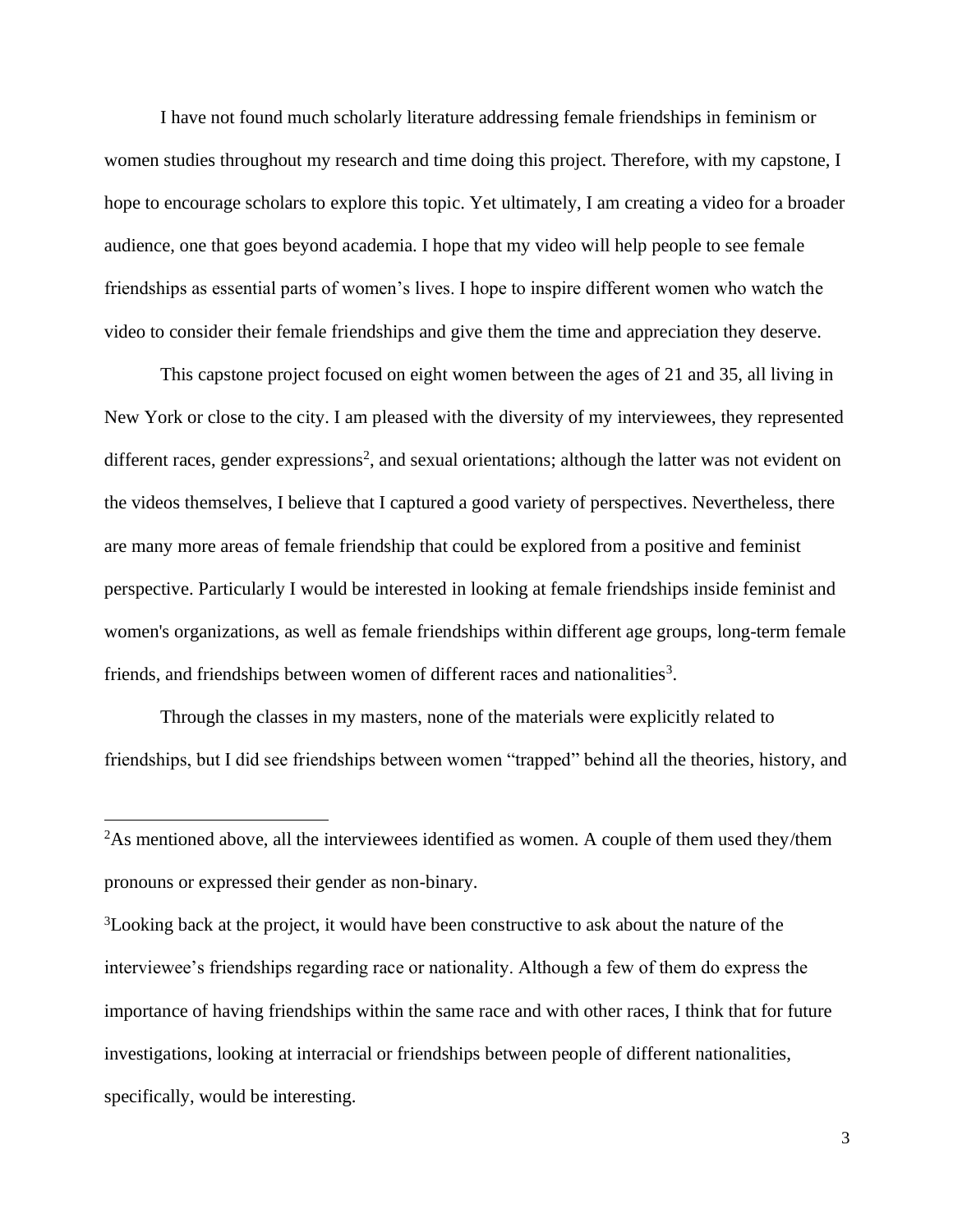I have not found much scholarly literature addressing female friendships in feminism or women studies throughout my research and time doing this project. Therefore, with my capstone, I hope to encourage scholars to explore this topic. Yet ultimately, I am creating a video for a broader audience, one that goes beyond academia. I hope that my video will help people to see female friendships as essential parts of women's lives. I hope to inspire different women who watch the video to consider their female friendships and give them the time and appreciation they deserve.

This capstone project focused on eight women between the ages of 21 and 35, all living in New York or close to the city. I am pleased with the diversity of my interviewees, they represented different races, gender expressions[2], and sexual orientations; although the latter was not evident on the videos themselves, I believe that I captured a good variety of perspectives. Nevertheless, there are many more areas of female friendship that could be explored from a positive and feminist perspective. Particularly I would be interested in looking at female friendships inside feminist and women's organizations, as well as female friendships within different age groups, long-term female friends, and friendships between women of different races and nationalities[3].

Through the classes in my masters, none of the materials were explicitly related to friendships, but I did see friendships between women "trapped" behind all the theories, history, and

---

[2]As mentioned above, all the interviewees identified as women. A couple of them used they/them pronouns or expressed their gender as non-binary.

[3]Looking back at the project, it would have been constructive to ask about the nature of the interviewee's friendships regarding race or nationality. Although a few of them do express the importance of having friendships within the same race and with other races, I think that for future investigations, looking at interracial or friendships between people of different nationalities, specifically, would be interesting.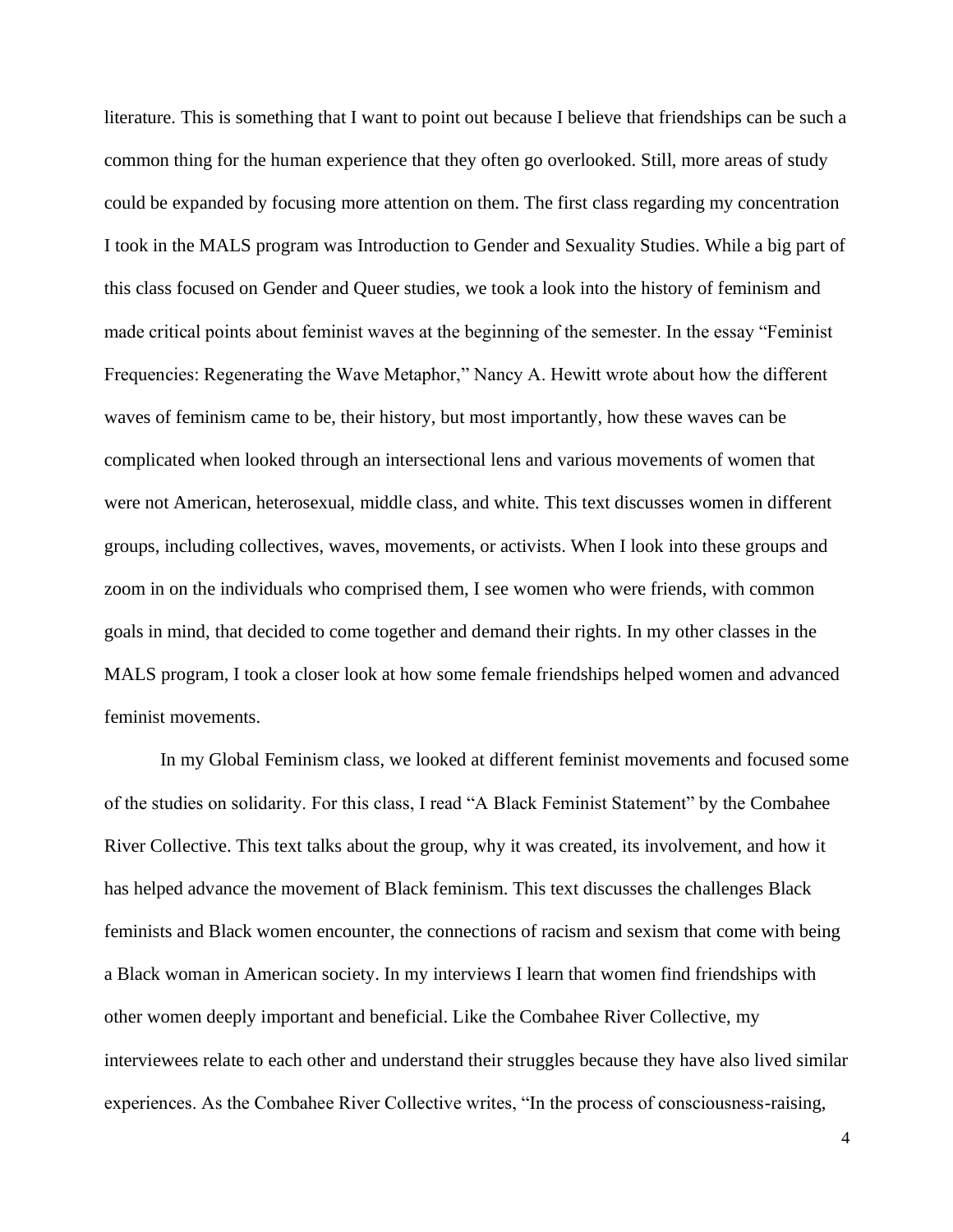literature. This is something that I want to point out because I believe that friendships can be such a common thing for the human experience that they often go overlooked. Still, more areas of study could be expanded by focusing more attention on them. The first class regarding my concentration I took in the MALS program was Introduction to Gender and Sexuality Studies. While a big part of this class focused on Gender and Queer studies, we took a look into the history of feminism and made critical points about feminist waves at the beginning of the semester. In the essay "Feminist Frequencies: Regenerating the Wave Metaphor," Nancy A. Hewitt wrote about how the different waves of feminism came to be, their history, but most importantly, how these waves can be complicated when looked through an intersectional lens and various movements of women that were not American, heterosexual, middle class, and white. This text discusses women in different groups, including collectives, waves, movements, or activists. When I look into these groups and zoom in on the individuals who comprised them, I see women who were friends, with common goals in mind, that decided to come together and demand their rights. In my other classes in the MALS program, I took a closer look at how some female friendships helped women and advanced feminist movements.

In my Global Feminism class, we looked at different feminist movements and focused some of the studies on solidarity. For this class, I read "A Black Feminist Statement" by the Combahee River Collective. This text talks about the group, why it was created, its involvement, and how it has helped advance the movement of Black feminism. This text discusses the challenges Black feminists and Black women encounter, the connections of racism and sexism that come with being a Black woman in American society. In my interviews I learn that women find friendships with other women deeply important and beneficial. Like the Combahee River Collective, my interviewees relate to each other and understand their struggles because they have also lived similar experiences. As the Combahee River Collective writes, "In the process of consciousness-raising,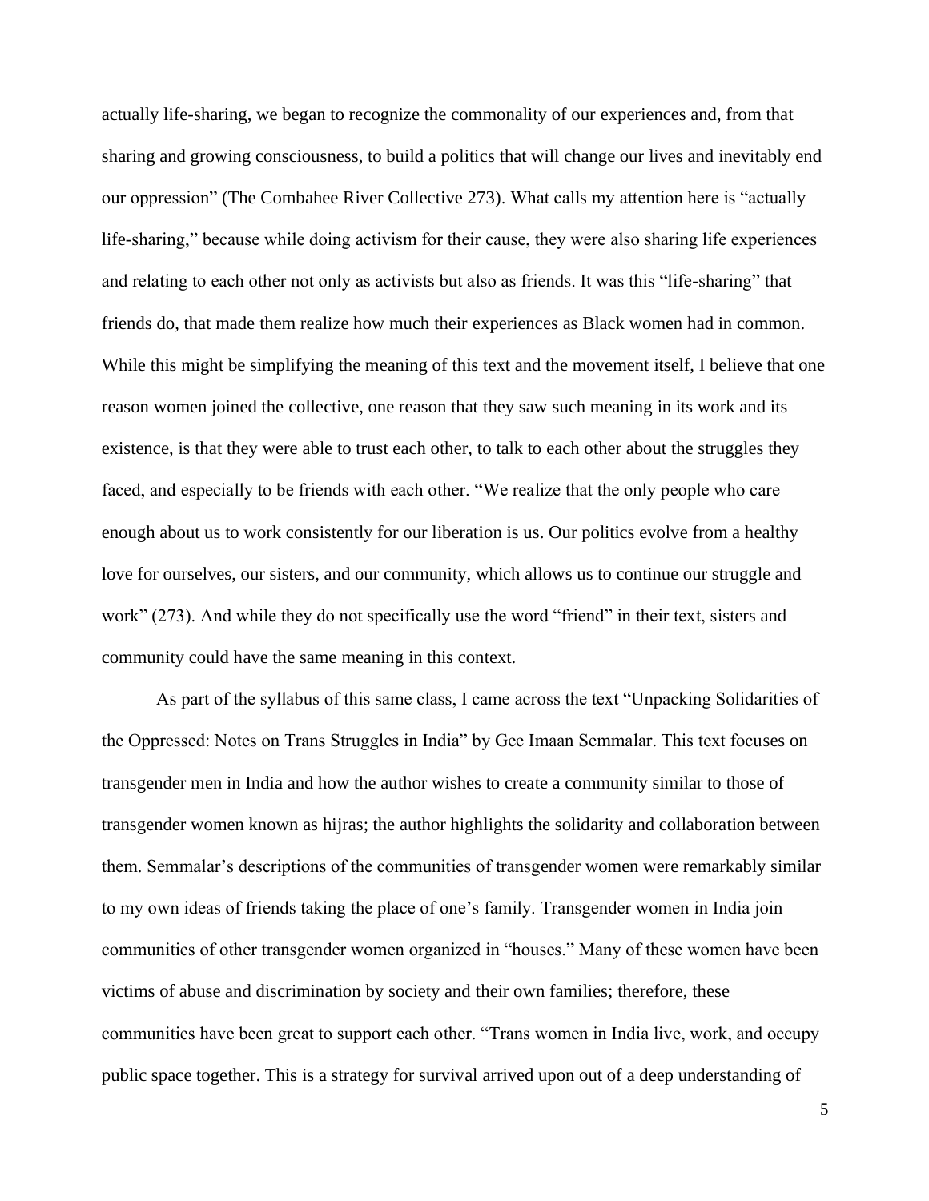actually life-sharing, we began to recognize the commonality of our experiences and, from that sharing and growing consciousness, to build a politics that will change our lives and inevitably end our oppression" (The Combahee River Collective 273). What calls my attention here is "actually life-sharing," because while doing activism for their cause, they were also sharing life experiences and relating to each other not only as activists but also as friends. It was this "life-sharing" that friends do, that made them realize how much their experiences as Black women had in common. While this might be simplifying the meaning of this text and the movement itself, I believe that one reason women joined the collective, one reason that they saw such meaning in its work and its existence, is that they were able to trust each other, to talk to each other about the struggles they faced, and especially to be friends with each other. "We realize that the only people who care enough about us to work consistently for our liberation is us. Our politics evolve from a healthy love for ourselves, our sisters, and our community, which allows us to continue our struggle and work" (273). And while they do not specifically use the word "friend" in their text, sisters and community could have the same meaning in this context.

As part of the syllabus of this same class, I came across the text "Unpacking Solidarities of the Oppressed: Notes on Trans Struggles in India" by Gee Imaan Semmalar. This text focuses on transgender men in India and how the author wishes to create a community similar to those of transgender women known as hijras; the author highlights the solidarity and collaboration between them. Semmalar's descriptions of the communities of transgender women were remarkably similar to my own ideas of friends taking the place of one's family. Transgender women in India join communities of other transgender women organized in "houses." Many of these women have been victims of abuse and discrimination by society and their own families; therefore, these communities have been great to support each other. "Trans women in India live, work, and occupy public space together. This is a strategy for survival arrived upon out of a deep understanding of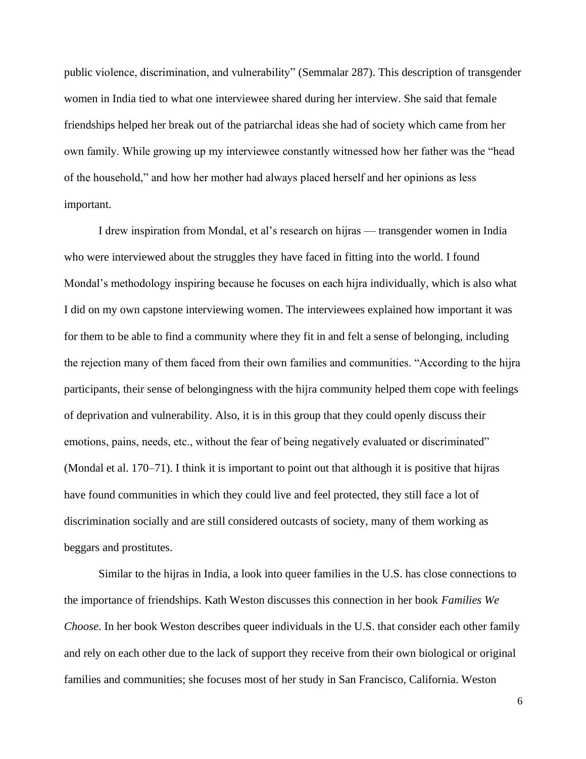public violence, discrimination, and vulnerability" (Semmalar 287). This description of transgender women in India tied to what one interviewee shared during her interview. She said that female friendships helped her break out of the patriarchal ideas she had of society which came from her own family. While growing up my interviewee constantly witnessed how her father was the "head of the household," and how her mother had always placed herself and her opinions as less important.

I drew inspiration from Mondal, et al's research on hijras — transgender women in India who were interviewed about the struggles they have faced in fitting into the world. I found Mondal's methodology inspiring because he focuses on each hijra individually, which is also what I did on my own capstone interviewing women. The interviewees explained how important it was for them to be able to find a community where they fit in and felt a sense of belonging, including the rejection many of them faced from their own families and communities. "According to the hijra participants, their sense of belongingness with the hijra community helped them cope with feelings of deprivation and vulnerability. Also, it is in this group that they could openly discuss their emotions, pains, needs, etc., without the fear of being negatively evaluated or discriminated" (Mondal et al. 170–71). I think it is important to point out that although it is positive that hijras have found communities in which they could live and feel protected, they still face a lot of discrimination socially and are still considered outcasts of society, many of them working as beggars and prostitutes.

Similar to the hijras in India, a look into queer families in the U.S. has close connections to the importance of friendships. Kath Weston discusses this connection in her book *Families We Choose*. In her book Weston describes queer individuals in the U.S. that consider each other family and rely on each other due to the lack of support they receive from their own biological or original families and communities; she focuses most of her study in San Francisco, California. Weston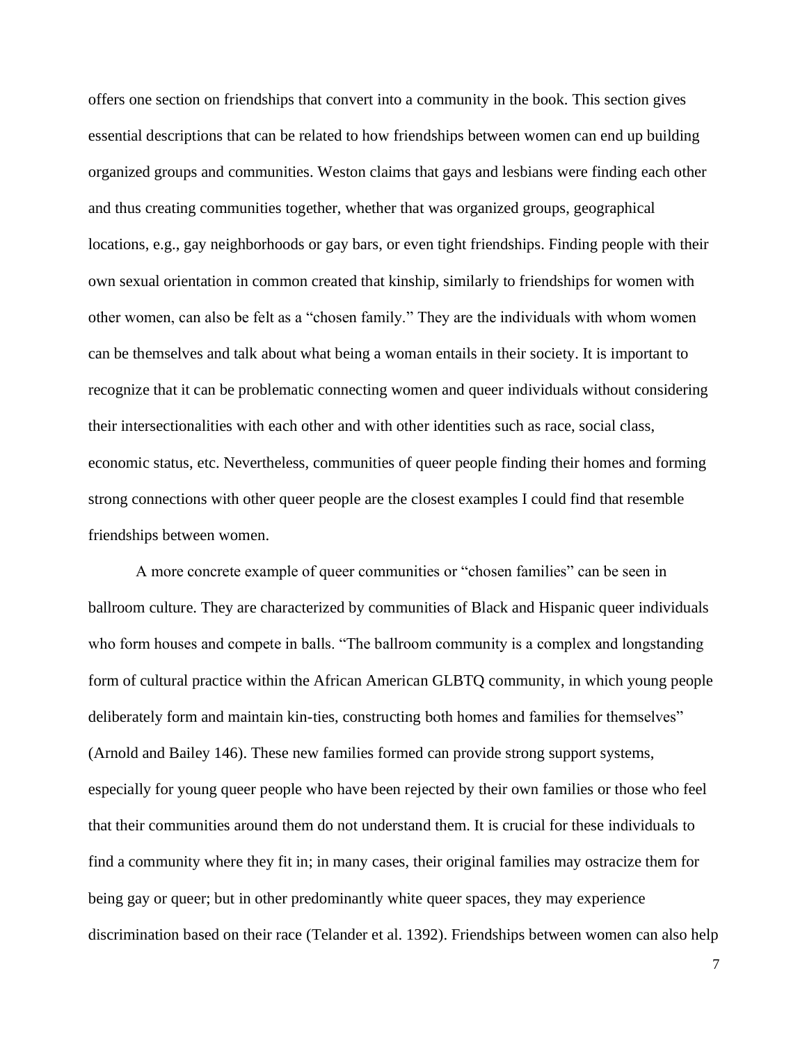offers one section on friendships that convert into a community in the book. This section gives essential descriptions that can be related to how friendships between women can end up building organized groups and communities. Weston claims that gays and lesbians were finding each other and thus creating communities together, whether that was organized groups, geographical locations, e.g., gay neighborhoods or gay bars, or even tight friendships. Finding people with their own sexual orientation in common created that kinship, similarly to friendships for women with other women, can also be felt as a "chosen family." They are the individuals with whom women can be themselves and talk about what being a woman entails in their society. It is important to recognize that it can be problematic connecting women and queer individuals without considering their intersectionalities with each other and with other identities such as race, social class, economic status, etc. Nevertheless, communities of queer people finding their homes and forming strong connections with other queer people are the closest examples I could find that resemble friendships between women.

A more concrete example of queer communities or "chosen families" can be seen in ballroom culture. They are characterized by communities of Black and Hispanic queer individuals who form houses and compete in balls. "The ballroom community is a complex and longstanding form of cultural practice within the African American GLBTQ community, in which young people deliberately form and maintain kin-ties, constructing both homes and families for themselves" (Arnold and Bailey 146). These new families formed can provide strong support systems, especially for young queer people who have been rejected by their own families or those who feel that their communities around them do not understand them. It is crucial for these individuals to find a community where they fit in; in many cases, their original families may ostracize them for being gay or queer; but in other predominantly white queer spaces, they may experience discrimination based on their race (Telander et al. 1392). Friendships between women can also help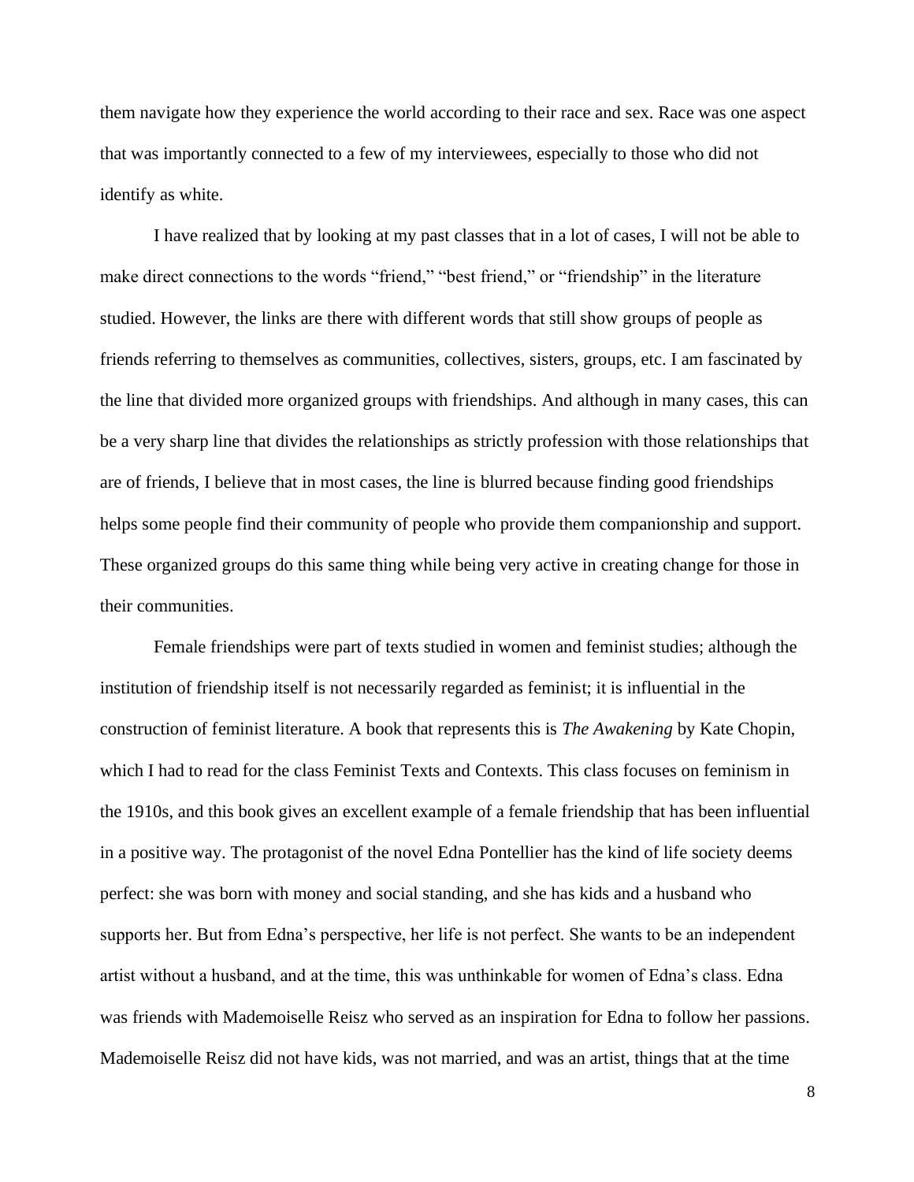them navigate how they experience the world according to their race and sex. Race was one aspect that was importantly connected to a few of my interviewees, especially to those who did not identify as white.

I have realized that by looking at my past classes that in a lot of cases, I will not be able to make direct connections to the words "friend," "best friend," or "friendship" in the literature studied. However, the links are there with different words that still show groups of people as friends referring to themselves as communities, collectives, sisters, groups, etc. I am fascinated by the line that divided more organized groups with friendships. And although in many cases, this can be a very sharp line that divides the relationships as strictly profession with those relationships that are of friends, I believe that in most cases, the line is blurred because finding good friendships helps some people find their community of people who provide them companionship and support. These organized groups do this same thing while being very active in creating change for those in their communities.

Female friendships were part of texts studied in women and feminist studies; although the institution of friendship itself is not necessarily regarded as feminist; it is influential in the construction of feminist literature. A book that represents this is *The Awakening* by Kate Chopin, which I had to read for the class Feminist Texts and Contexts. This class focuses on feminism in the 1910s, and this book gives an excellent example of a female friendship that has been influential in a positive way. The protagonist of the novel Edna Pontellier has the kind of life society deems perfect: she was born with money and social standing, and she has kids and a husband who supports her. But from Edna's perspective, her life is not perfect. She wants to be an independent artist without a husband, and at the time, this was unthinkable for women of Edna's class. Edna was friends with Mademoiselle Reisz who served as an inspiration for Edna to follow her passions. Mademoiselle Reisz did not have kids, was not married, and was an artist, things that at the time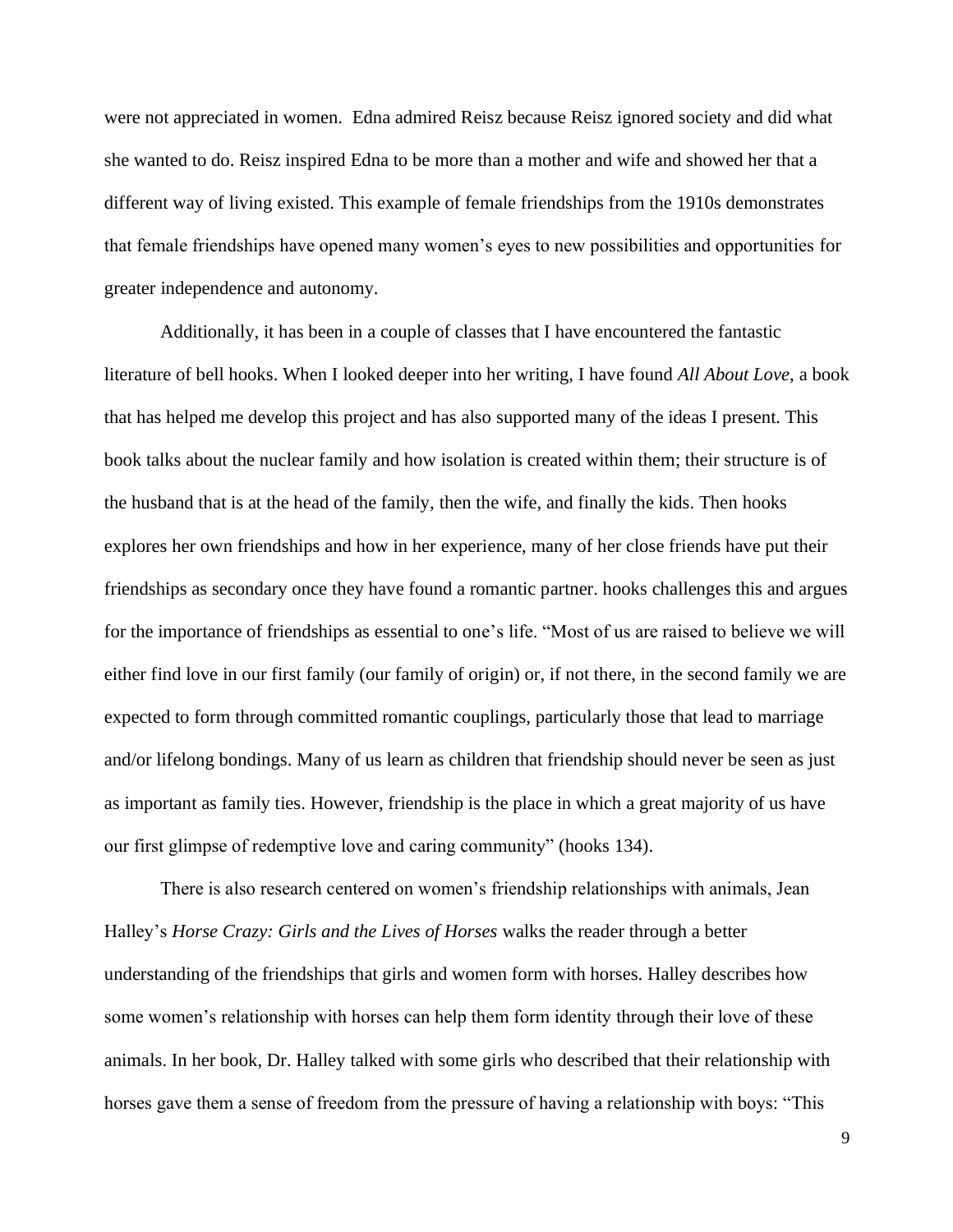were not appreciated in women.  Edna admired Reisz because Reisz ignored society and did what she wanted to do. Reisz inspired Edna to be more than a mother and wife and showed her that a different way of living existed. This example of female friendships from the 1910s demonstrates that female friendships have opened many women's eyes to new possibilities and opportunities for greater independence and autonomy.

Additionally, it has been in a couple of classes that I have encountered the fantastic literature of bell hooks. When I looked deeper into her writing, I have found *All About Love*, a book that has helped me develop this project and has also supported many of the ideas I present. This book talks about the nuclear family and how isolation is created within them; their structure is of the husband that is at the head of the family, then the wife, and finally the kids. Then hooks explores her own friendships and how in her experience, many of her close friends have put their friendships as secondary once they have found a romantic partner. hooks challenges this and argues for the importance of friendships as essential to one's life. "Most of us are raised to believe we will either find love in our first family (our family of origin) or, if not there, in the second family we are expected to form through committed romantic couplings, particularly those that lead to marriage and/or lifelong bondings. Many of us learn as children that friendship should never be seen as just as important as family ties. However, friendship is the place in which a great majority of us have our first glimpse of redemptive love and caring community" (hooks 134).

There is also research centered on women's friendship relationships with animals, Jean Halley's *Horse Crazy: Girls and the Lives of Horses* walks the reader through a better understanding of the friendships that girls and women form with horses. Halley describes how some women's relationship with horses can help them form identity through their love of these animals. In her book, Dr. Halley talked with some girls who described that their relationship with horses gave them a sense of freedom from the pressure of having a relationship with boys: "This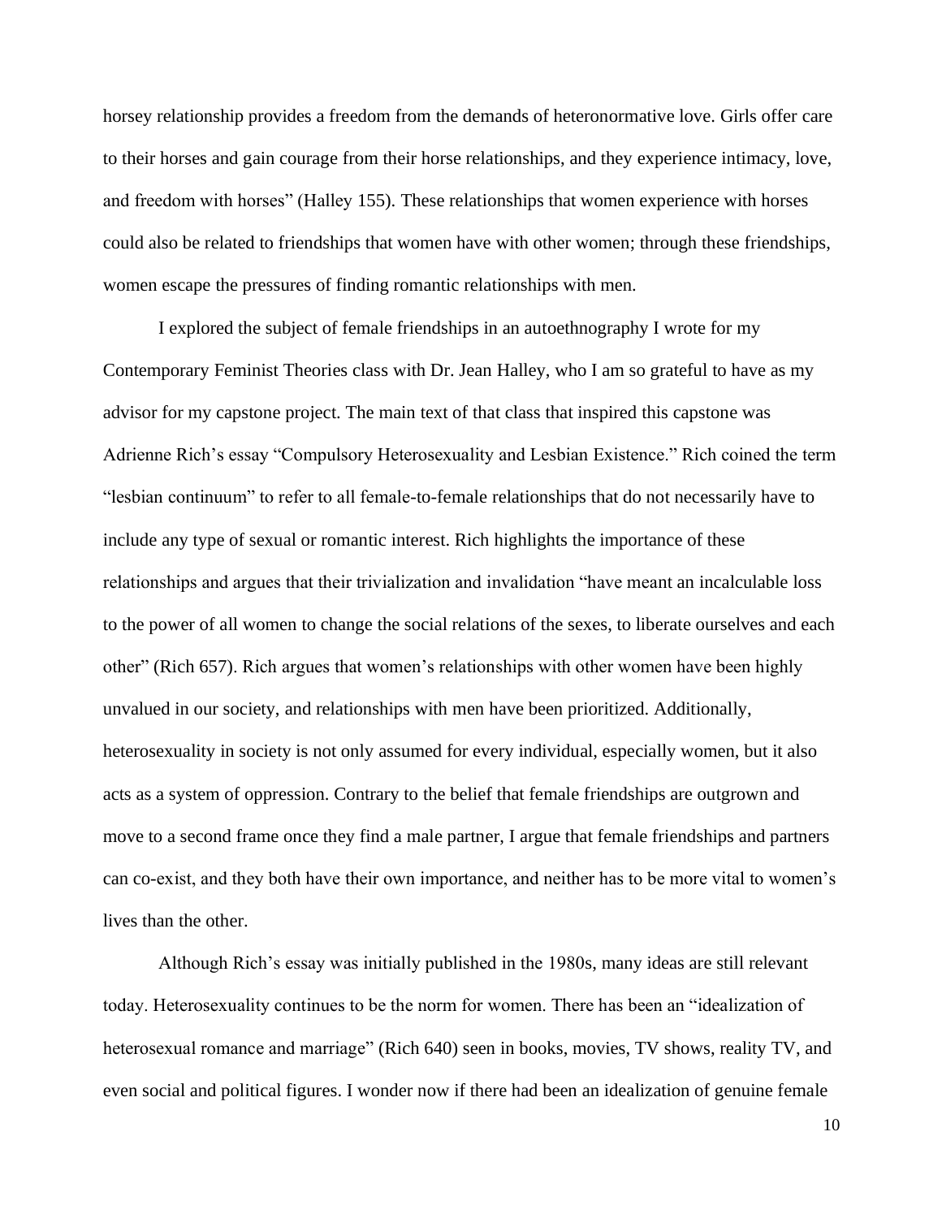horsey relationship provides a freedom from the demands of heteronormative love. Girls offer care to their horses and gain courage from their horse relationships, and they experience intimacy, love, and freedom with horses" (Halley 155). These relationships that women experience with horses could also be related to friendships that women have with other women; through these friendships, women escape the pressures of finding romantic relationships with men.

I explored the subject of female friendships in an autoethnography I wrote for my Contemporary Feminist Theories class with Dr. Jean Halley, who I am so grateful to have as my advisor for my capstone project. The main text of that class that inspired this capstone was Adrienne Rich's essay "Compulsory Heterosexuality and Lesbian Existence." Rich coined the term "lesbian continuum" to refer to all female-to-female relationships that do not necessarily have to include any type of sexual or romantic interest. Rich highlights the importance of these relationships and argues that their trivialization and invalidation "have meant an incalculable loss to the power of all women to change the social relations of the sexes, to liberate ourselves and each other" (Rich 657). Rich argues that women's relationships with other women have been highly unvalued in our society, and relationships with men have been prioritized. Additionally, heterosexuality in society is not only assumed for every individual, especially women, but it also acts as a system of oppression. Contrary to the belief that female friendships are outgrown and move to a second frame once they find a male partner, I argue that female friendships and partners can co-exist, and they both have their own importance, and neither has to be more vital to women's lives than the other.

Although Rich's essay was initially published in the 1980s, many ideas are still relevant today. Heterosexuality continues to be the norm for women. There has been an "idealization of heterosexual romance and marriage" (Rich 640) seen in books, movies, TV shows, reality TV, and even social and political figures. I wonder now if there had been an idealization of genuine female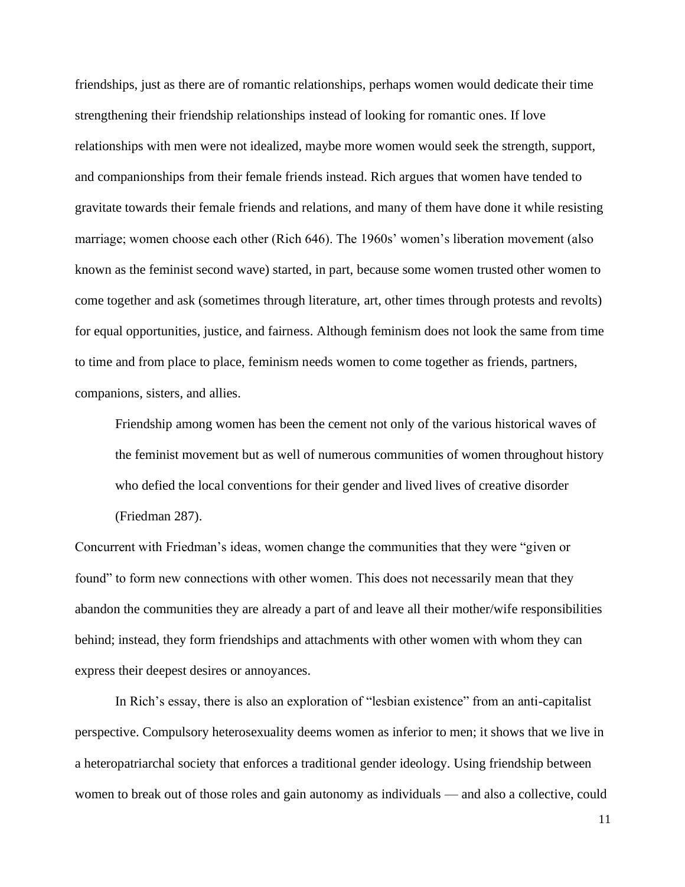friendships, just as there are of romantic relationships, perhaps women would dedicate their time strengthening their friendship relationships instead of looking for romantic ones. If love relationships with men were not idealized, maybe more women would seek the strength, support, and companionships from their female friends instead. Rich argues that women have tended to gravitate towards their female friends and relations, and many of them have done it while resisting marriage; women choose each other (Rich 646). The 1960s' women's liberation movement (also known as the feminist second wave) started, in part, because some women trusted other women to come together and ask (sometimes through literature, art, other times through protests and revolts) for equal opportunities, justice, and fairness. Although feminism does not look the same from time to time and from place to place, feminism needs women to come together as friends, partners, companions, sisters, and allies.

> Friendship among women has been the cement not only of the various historical waves of the feminist movement but as well of numerous communities of women throughout history who defied the local conventions for their gender and lived lives of creative disorder (Friedman 287).

Concurrent with Friedman's ideas, women change the communities that they were "given or found" to form new connections with other women. This does not necessarily mean that they abandon the communities they are already a part of and leave all their mother/wife responsibilities behind; instead, they form friendships and attachments with other women with whom they can express their deepest desires or annoyances.

In Rich's essay, there is also an exploration of "lesbian existence" from an anti-capitalist perspective. Compulsory heterosexuality deems women as inferior to men; it shows that we live in a heteropatriarchal society that enforces a traditional gender ideology. Using friendship between women to break out of those roles and gain autonomy as individuals — and also a collective, could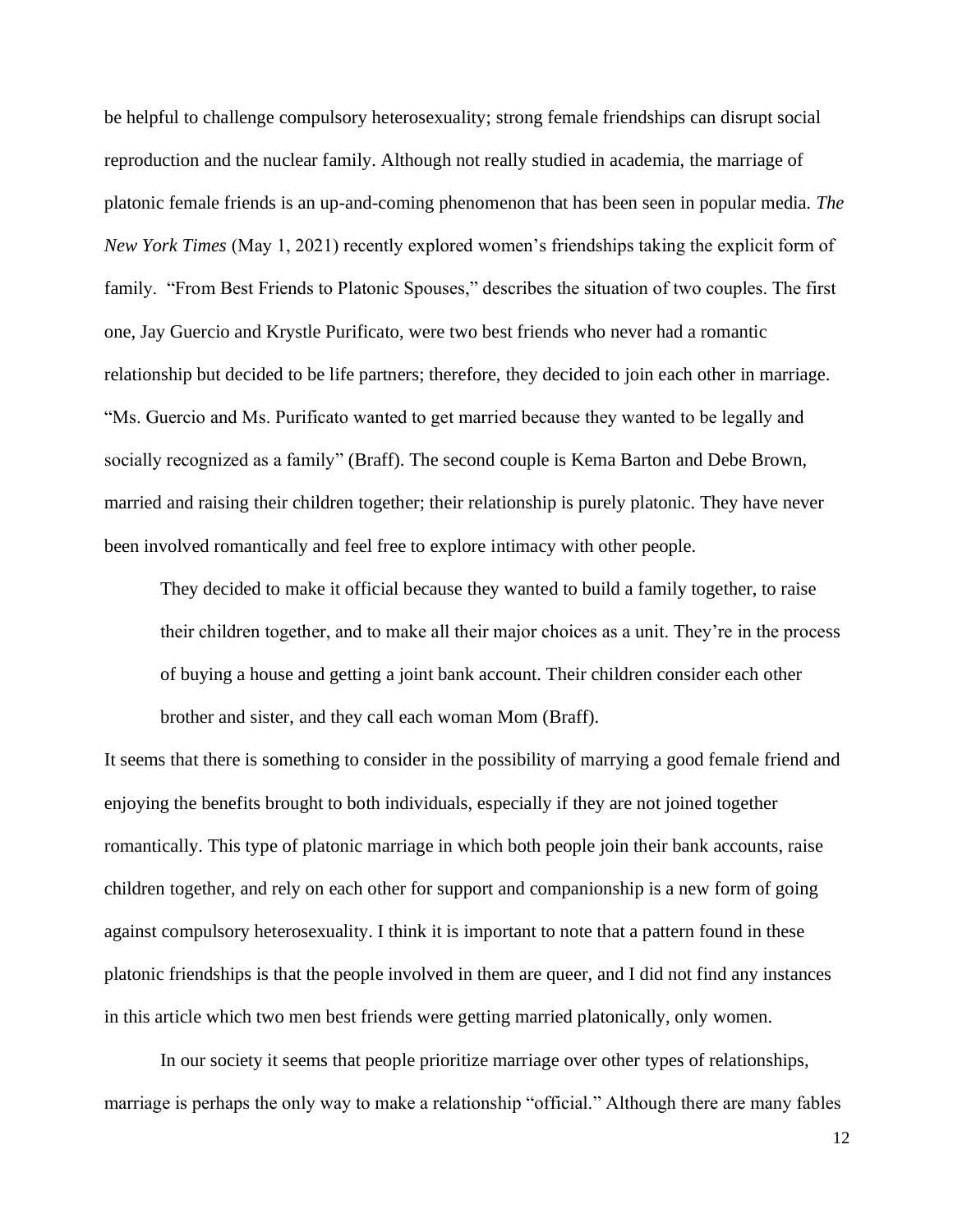be helpful to challenge compulsory heterosexuality; strong female friendships can disrupt social reproduction and the nuclear family. Although not really studied in academia, the marriage of platonic female friends is an up-and-coming phenomenon that has been seen in popular media. *The New York Times* (May 1, 2021) recently explored women's friendships taking the explicit form of family. "From Best Friends to Platonic Spouses," describes the situation of two couples. The first one, Jay Guercio and Krystle Purificato, were two best friends who never had a romantic relationship but decided to be life partners; therefore, they decided to join each other in marriage. "Ms. Guercio and Ms. Purificato wanted to get married because they wanted to be legally and socially recognized as a family" (Braff). The second couple is Kema Barton and Debe Brown, married and raising their children together; their relationship is purely platonic. They have never been involved romantically and feel free to explore intimacy with other people.

> They decided to make it official because they wanted to build a family together, to raise their children together, and to make all their major choices as a unit. They're in the process of buying a house and getting a joint bank account. Their children consider each other brother and sister, and they call each woman Mom (Braff).

It seems that there is something to consider in the possibility of marrying a good female friend and enjoying the benefits brought to both individuals, especially if they are not joined together romantically. This type of platonic marriage in which both people join their bank accounts, raise children together, and rely on each other for support and companionship is a new form of going against compulsory heterosexuality. I think it is important to note that a pattern found in these platonic friendships is that the people involved in them are queer, and I did not find any instances in this article which two men best friends were getting married platonically, only women.

In our society it seems that people prioritize marriage over other types of relationships, marriage is perhaps the only way to make a relationship "official." Although there are many fables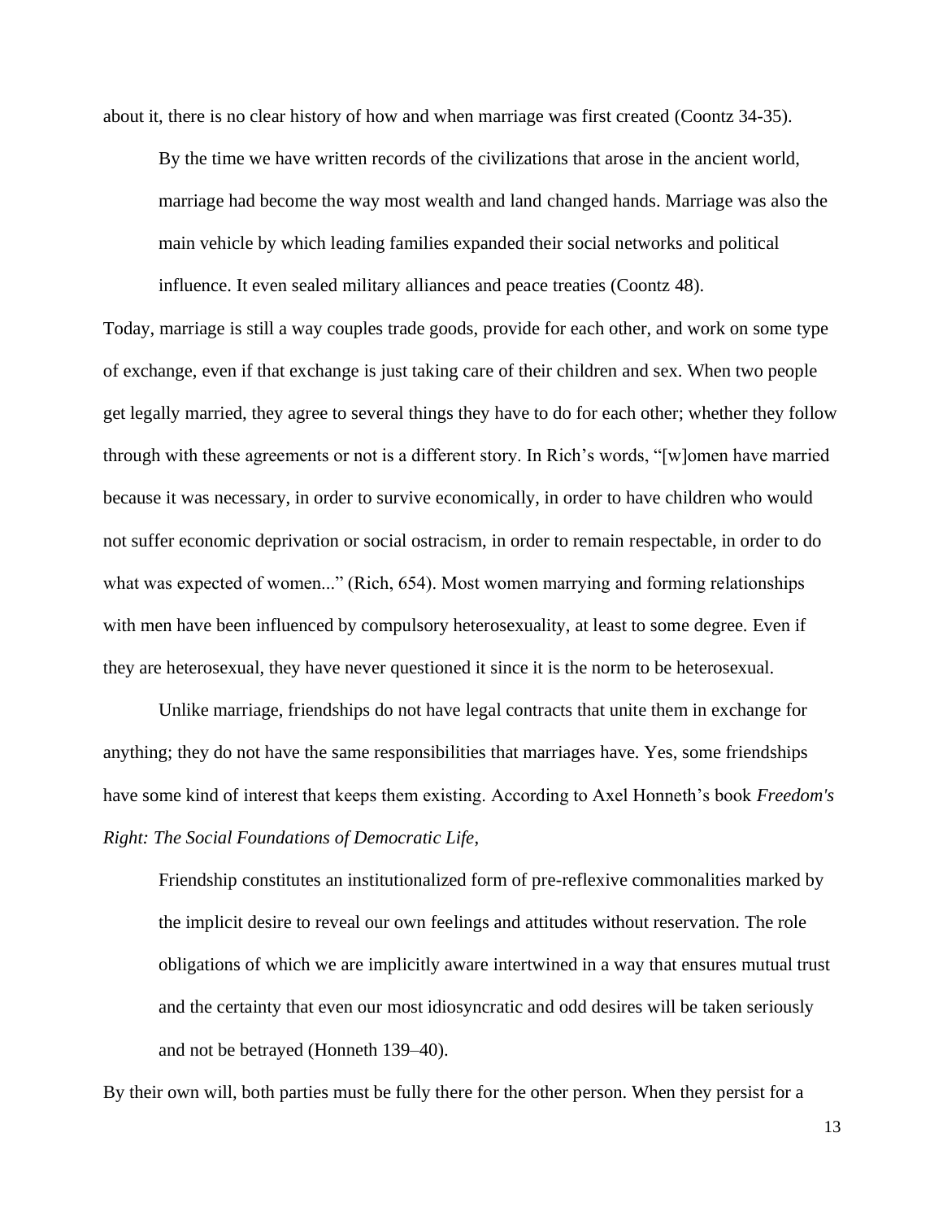about it, there is no clear history of how and when marriage was first created (Coontz 34-35).

> By the time we have written records of the civilizations that arose in the ancient world, marriage had become the way most wealth and land changed hands. Marriage was also the main vehicle by which leading families expanded their social networks and political influence. It even sealed military alliances and peace treaties (Coontz 48).

Today, marriage is still a way couples trade goods, provide for each other, and work on some type of exchange, even if that exchange is just taking care of their children and sex. When two people get legally married, they agree to several things they have to do for each other; whether they follow through with these agreements or not is a different story. In Rich's words, "[w]omen have married because it was necessary, in order to survive economically, in order to have children who would not suffer economic deprivation or social ostracism, in order to remain respectable, in order to do what was expected of women..." (Rich, 654). Most women marrying and forming relationships with men have been influenced by compulsory heterosexuality, at least to some degree. Even if they are heterosexual, they have never questioned it since it is the norm to be heterosexual.

Unlike marriage, friendships do not have legal contracts that unite them in exchange for anything; they do not have the same responsibilities that marriages have. Yes, some friendships have some kind of interest that keeps them existing. According to Axel Honneth's book *Freedom's Right: The Social Foundations of Democratic Life*,

> Friendship constitutes an institutionalized form of pre-reflexive commonalities marked by the implicit desire to reveal our own feelings and attitudes without reservation. The role obligations of which we are implicitly aware intertwined in a way that ensures mutual trust and the certainty that even our most idiosyncratic and odd desires will be taken seriously and not be betrayed (Honneth 139–40).

By their own will, both parties must be fully there for the other person. When they persist for a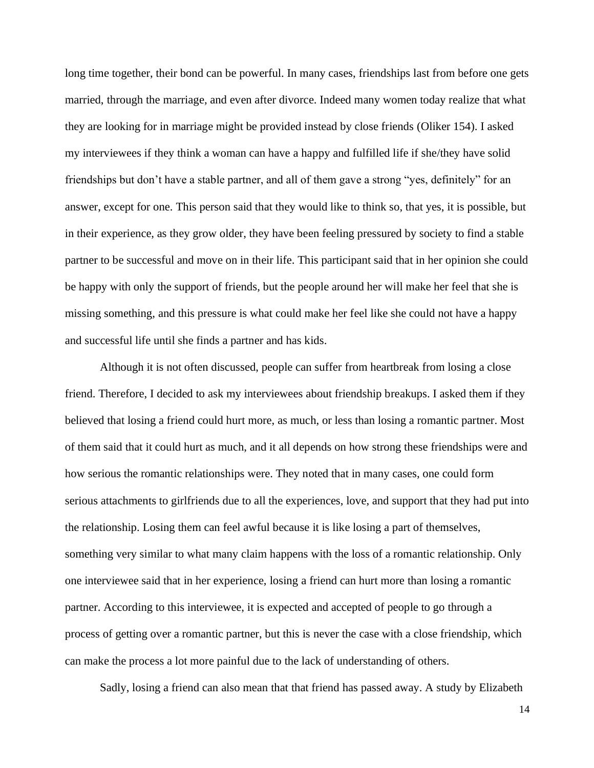long time together, their bond can be powerful. In many cases, friendships last from before one gets married, through the marriage, and even after divorce. Indeed many women today realize that what they are looking for in marriage might be provided instead by close friends (Oliker 154). I asked my interviewees if they think a woman can have a happy and fulfilled life if she/they have solid friendships but don't have a stable partner, and all of them gave a strong "yes, definitely" for an answer, except for one. This person said that they would like to think so, that yes, it is possible, but in their experience, as they grow older, they have been feeling pressured by society to find a stable partner to be successful and move on in their life. This participant said that in her opinion she could be happy with only the support of friends, but the people around her will make her feel that she is missing something, and this pressure is what could make her feel like she could not have a happy and successful life until she finds a partner and has kids.

Although it is not often discussed, people can suffer from heartbreak from losing a close friend. Therefore, I decided to ask my interviewees about friendship breakups. I asked them if they believed that losing a friend could hurt more, as much, or less than losing a romantic partner. Most of them said that it could hurt as much, and it all depends on how strong these friendships were and how serious the romantic relationships were. They noted that in many cases, one could form serious attachments to girlfriends due to all the experiences, love, and support that they had put into the relationship. Losing them can feel awful because it is like losing a part of themselves, something very similar to what many claim happens with the loss of a romantic relationship. Only one interviewee said that in her experience, losing a friend can hurt more than losing a romantic partner. According to this interviewee, it is expected and accepted of people to go through a process of getting over a romantic partner, but this is never the case with a close friendship, which can make the process a lot more painful due to the lack of understanding of others.

Sadly, losing a friend can also mean that that friend has passed away. A study by Elizabeth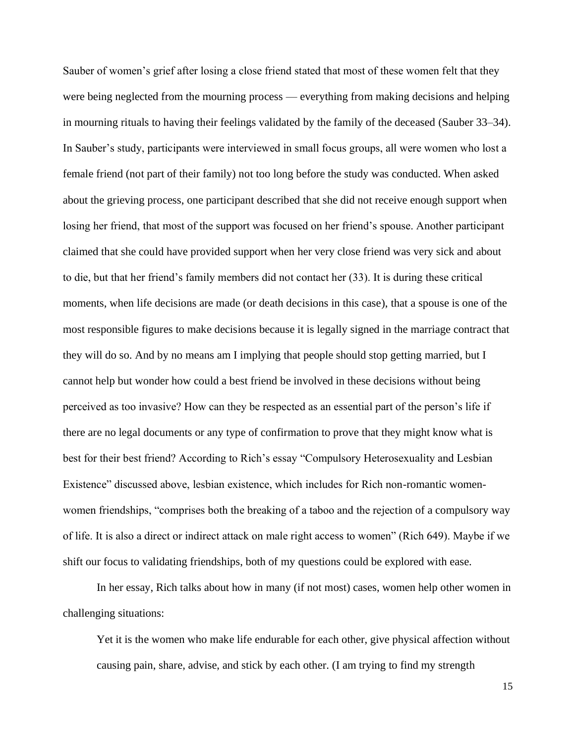Sauber of women's grief after losing a close friend stated that most of these women felt that they were being neglected from the mourning process — everything from making decisions and helping in mourning rituals to having their feelings validated by the family of the deceased (Sauber 33–34). In Sauber's study, participants were interviewed in small focus groups, all were women who lost a female friend (not part of their family) not too long before the study was conducted. When asked about the grieving process, one participant described that she did not receive enough support when losing her friend, that most of the support was focused on her friend's spouse. Another participant claimed that she could have provided support when her very close friend was very sick and about to die, but that her friend's family members did not contact her (33). It is during these critical moments, when life decisions are made (or death decisions in this case), that a spouse is one of the most responsible figures to make decisions because it is legally signed in the marriage contract that they will do so. And by no means am I implying that people should stop getting married, but I cannot help but wonder how could a best friend be involved in these decisions without being perceived as too invasive? How can they be respected as an essential part of the person's life if there are no legal documents or any type of confirmation to prove that they might know what is best for their best friend? According to Rich's essay "Compulsory Heterosexuality and Lesbian Existence" discussed above, lesbian existence, which includes for Rich non-romantic women-women friendships, "comprises both the breaking of a taboo and the rejection of a compulsory way of life. It is also a direct or indirect attack on male right access to women" (Rich 649). Maybe if we shift our focus to validating friendships, both of my questions could be explored with ease.

In her essay, Rich talks about how in many (if not most) cases, women help other women in challenging situations:

> Yet it is the women who make life endurable for each other, give physical affection without causing pain, share, advise, and stick by each other. (I am trying to find my strength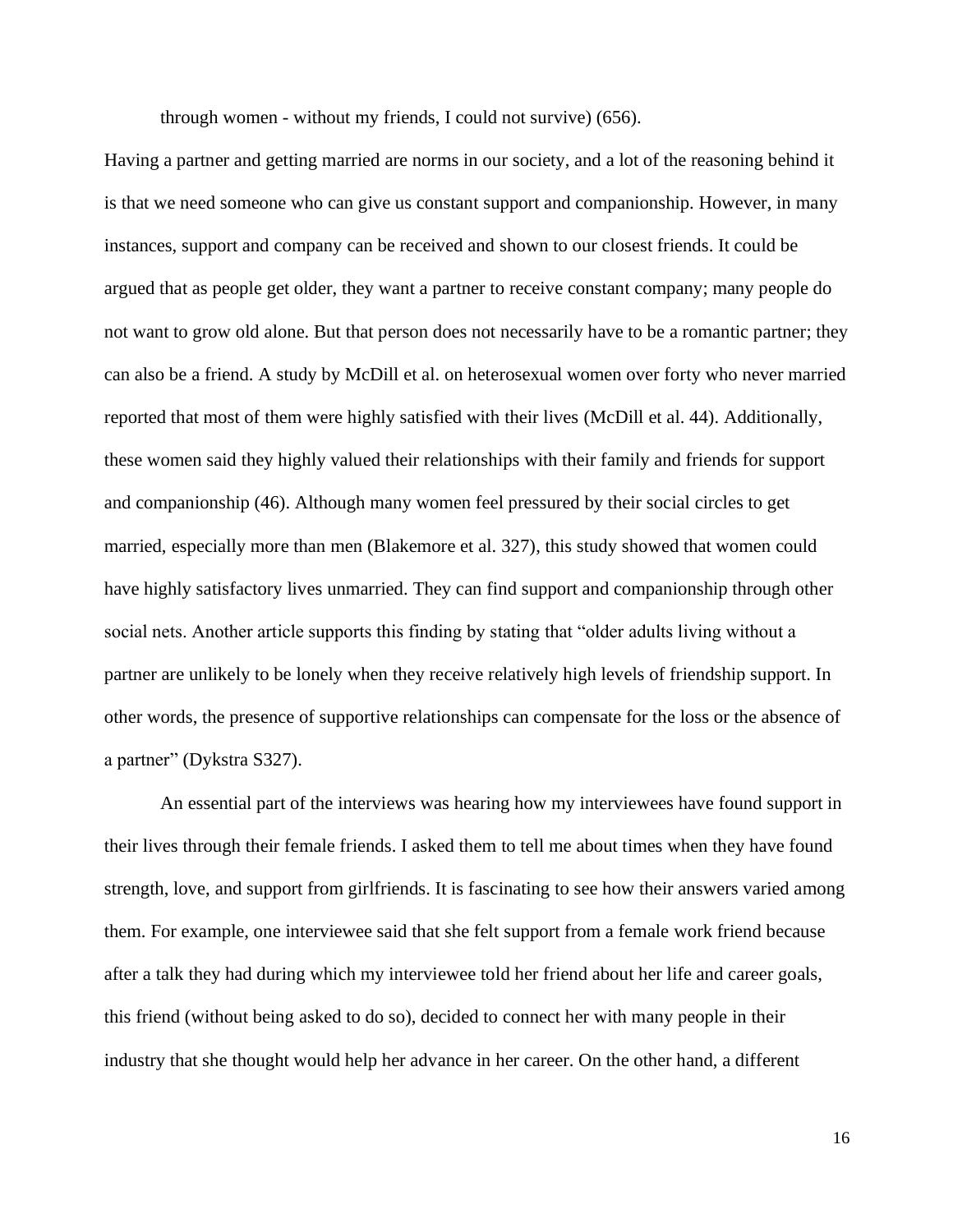through women - without my friends, I could not survive) (656).

Having a partner and getting married are norms in our society, and a lot of the reasoning behind it is that we need someone who can give us constant support and companionship. However, in many instances, support and company can be received and shown to our closest friends. It could be argued that as people get older, they want a partner to receive constant company; many people do not want to grow old alone. But that person does not necessarily have to be a romantic partner; they can also be a friend. A study by McDill et al. on heterosexual women over forty who never married reported that most of them were highly satisfied with their lives (McDill et al. 44). Additionally, these women said they highly valued their relationships with their family and friends for support and companionship (46). Although many women feel pressured by their social circles to get married, especially more than men (Blakemore et al. 327), this study showed that women could have highly satisfactory lives unmarried. They can find support and companionship through other social nets. Another article supports this finding by stating that "older adults living without a partner are unlikely to be lonely when they receive relatively high levels of friendship support. In other words, the presence of supportive relationships can compensate for the loss or the absence of a partner" (Dykstra S327).

An essential part of the interviews was hearing how my interviewees have found support in their lives through their female friends. I asked them to tell me about times when they have found strength, love, and support from girlfriends. It is fascinating to see how their answers varied among them. For example, one interviewee said that she felt support from a female work friend because after a talk they had during which my interviewee told her friend about her life and career goals, this friend (without being asked to do so), decided to connect her with many people in their industry that she thought would help her advance in her career. On the other hand, a different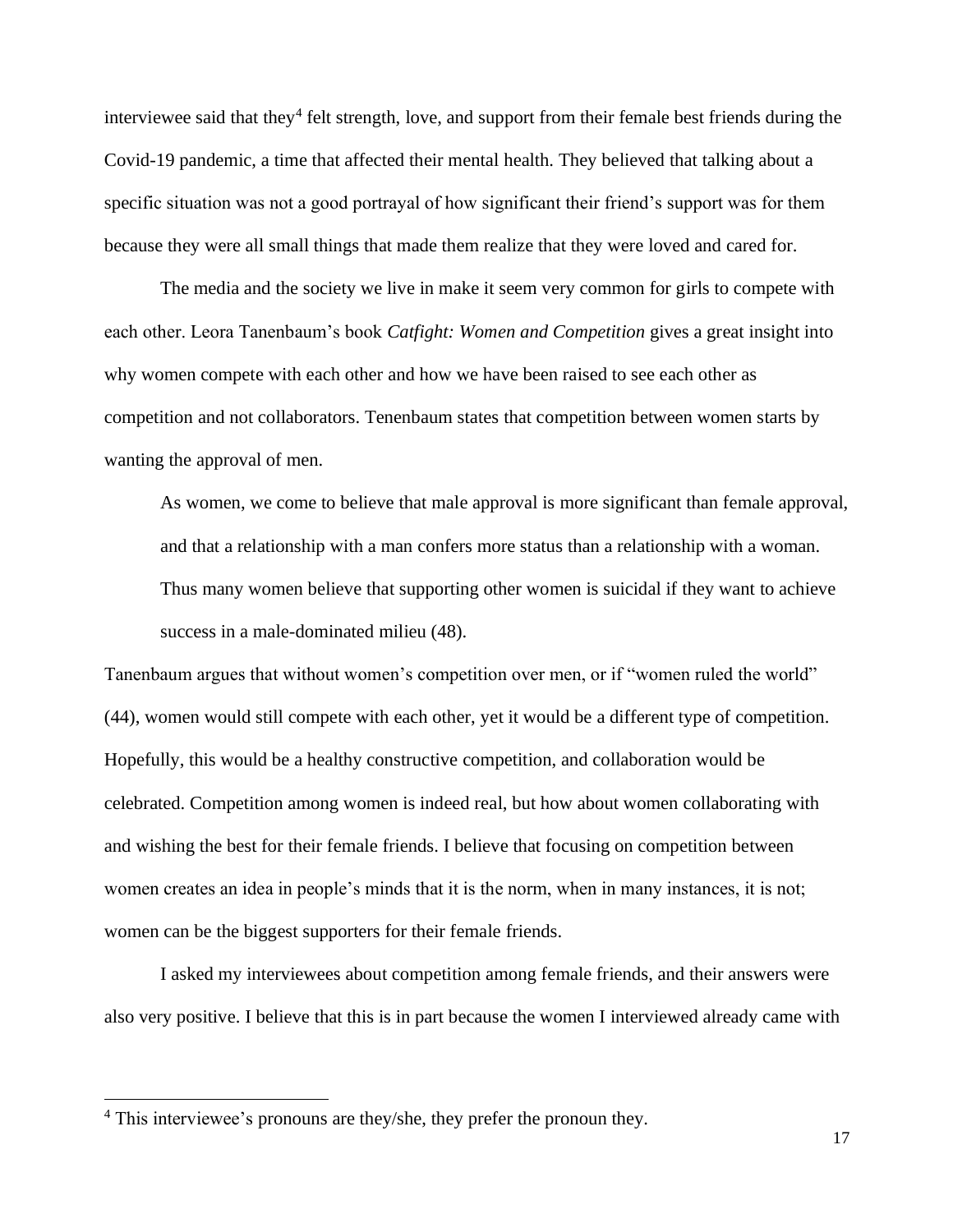interviewee said that they[4] felt strength, love, and support from their female best friends during the Covid-19 pandemic, a time that affected their mental health. They believed that talking about a specific situation was not a good portrayal of how significant their friend's support was for them because they were all small things that made them realize that they were loved and cared for.

The media and the society we live in make it seem very common for girls to compete with each other. Leora Tanenbaum's book *Catfight: Women and Competition* gives a great insight into why women compete with each other and how we have been raised to see each other as competition and not collaborators. Tenenbaum states that competition between women starts by wanting the approval of men.

> As women, we come to believe that male approval is more significant than female approval, and that a relationship with a man confers more status than a relationship with a woman. Thus many women believe that supporting other women is suicidal if they want to achieve success in a male-dominated milieu (48).

Tanenbaum argues that without women's competition over men, or if "women ruled the world" (44), women would still compete with each other, yet it would be a different type of competition. Hopefully, this would be a healthy constructive competition, and collaboration would be celebrated. Competition among women is indeed real, but how about women collaborating with and wishing the best for their female friends. I believe that focusing on competition between women creates an idea in people's minds that it is the norm, when in many instances, it is not; women can be the biggest supporters for their female friends.

I asked my interviewees about competition among female friends, and their answers were also very positive. I believe that this is in part because the women I interviewed already came with

[4] This interviewee's pronouns are they/she, they prefer the pronoun they.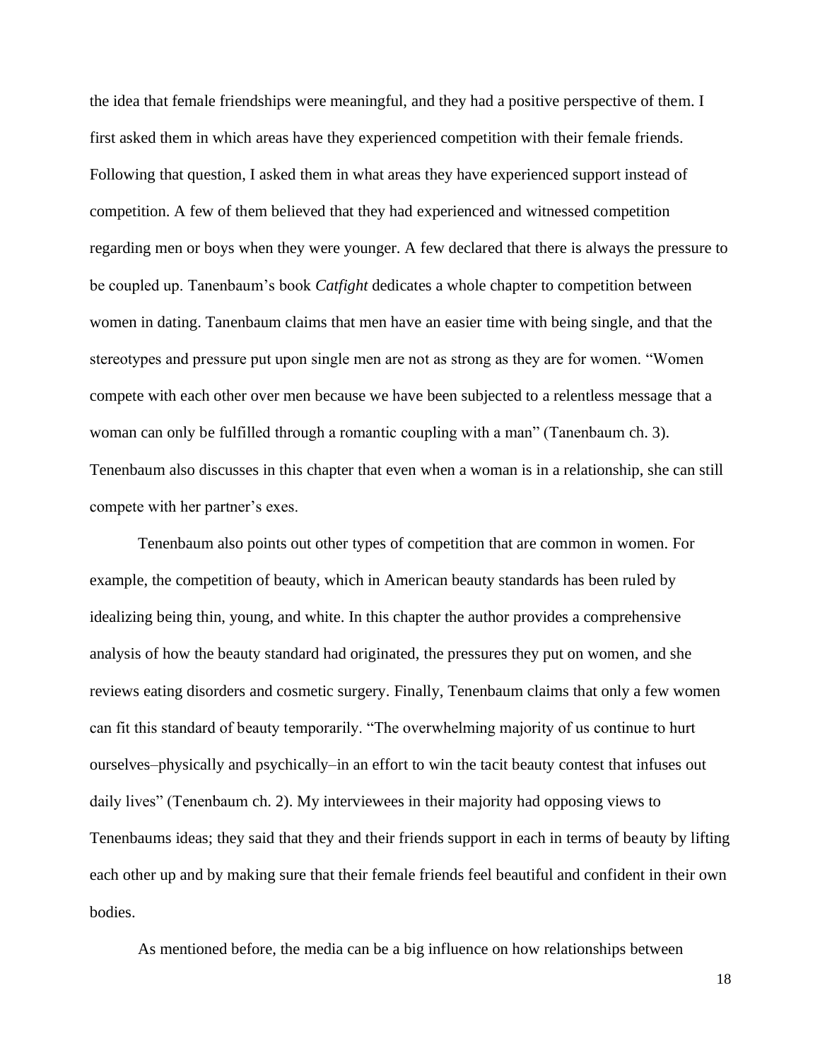the idea that female friendships were meaningful, and they had a positive perspective of them. I first asked them in which areas have they experienced competition with their female friends. Following that question, I asked them in what areas they have experienced support instead of competition. A few of them believed that they had experienced and witnessed competition regarding men or boys when they were younger. A few declared that there is always the pressure to be coupled up. Tanenbaum's book *Catfight* dedicates a whole chapter to competition between women in dating. Tanenbaum claims that men have an easier time with being single, and that the stereotypes and pressure put upon single men are not as strong as they are for women. "Women compete with each other over men because we have been subjected to a relentless message that a woman can only be fulfilled through a romantic coupling with a man" (Tanenbaum ch. 3). Tenenbaum also discusses in this chapter that even when a woman is in a relationship, she can still compete with her partner's exes.

Tenenbaum also points out other types of competition that are common in women. For example, the competition of beauty, which in American beauty standards has been ruled by idealizing being thin, young, and white. In this chapter the author provides a comprehensive analysis of how the beauty standard had originated, the pressures they put on women, and she reviews eating disorders and cosmetic surgery. Finally, Tenenbaum claims that only a few women can fit this standard of beauty temporarily. "The overwhelming majority of us continue to hurt ourselves–physically and psychically–in an effort to win the tacit beauty contest that infuses out daily lives" (Tenenbaum ch. 2). My interviewees in their majority had opposing views to Tenenbaums ideas; they said that they and their friends support in each in terms of beauty by lifting each other up and by making sure that their female friends feel beautiful and confident in their own bodies.

As mentioned before, the media can be a big influence on how relationships between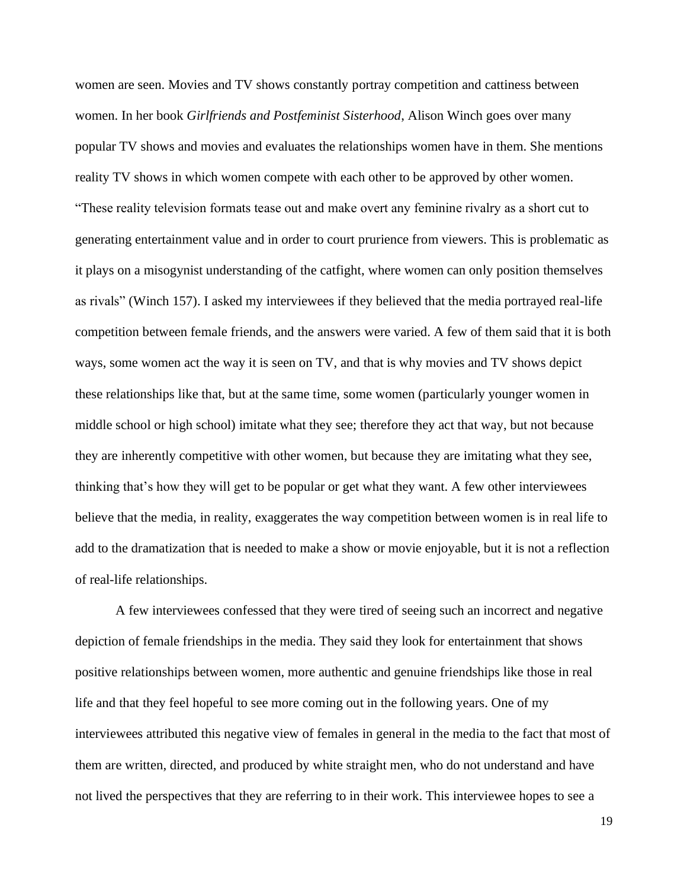women are seen. Movies and TV shows constantly portray competition and cattiness between women. In her book *Girlfriends and Postfeminist Sisterhood*, Alison Winch goes over many popular TV shows and movies and evaluates the relationships women have in them. She mentions reality TV shows in which women compete with each other to be approved by other women. "These reality television formats tease out and make overt any feminine rivalry as a short cut to generating entertainment value and in order to court prurience from viewers. This is problematic as it plays on a misogynist understanding of the catfight, where women can only position themselves as rivals" (Winch 157). I asked my interviewees if they believed that the media portrayed real-life competition between female friends, and the answers were varied. A few of them said that it is both ways, some women act the way it is seen on TV, and that is why movies and TV shows depict these relationships like that, but at the same time, some women (particularly younger women in middle school or high school) imitate what they see; therefore they act that way, but not because they are inherently competitive with other women, but because they are imitating what they see, thinking that's how they will get to be popular or get what they want. A few other interviewees believe that the media, in reality, exaggerates the way competition between women is in real life to add to the dramatization that is needed to make a show or movie enjoyable, but it is not a reflection of real-life relationships.

A few interviewees confessed that they were tired of seeing such an incorrect and negative depiction of female friendships in the media. They said they look for entertainment that shows positive relationships between women, more authentic and genuine friendships like those in real life and that they feel hopeful to see more coming out in the following years. One of my interviewees attributed this negative view of females in general in the media to the fact that most of them are written, directed, and produced by white straight men, who do not understand and have not lived the perspectives that they are referring to in their work. This interviewee hopes to see a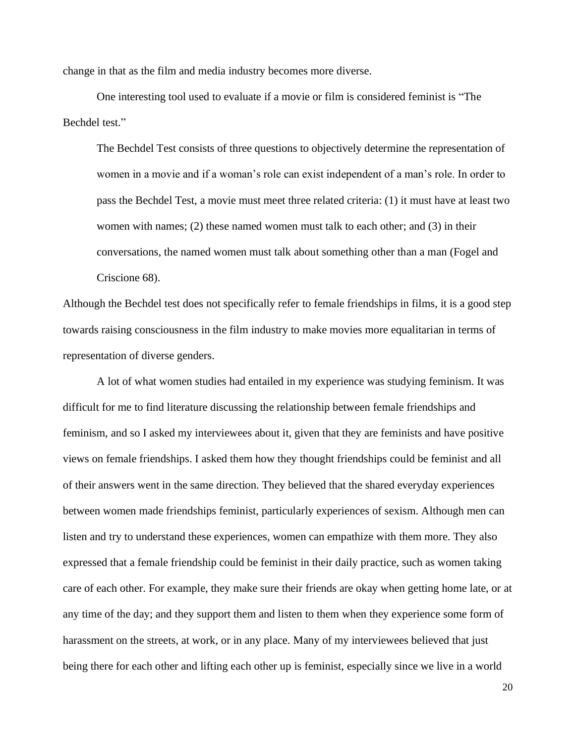change in that as the film and media industry becomes more diverse.

One interesting tool used to evaluate if a movie or film is considered feminist is "The Bechdel test."

> The Bechdel Test consists of three questions to objectively determine the representation of women in a movie and if a woman's role can exist independent of a man's role. In order to pass the Bechdel Test, a movie must meet three related criteria: (1) it must have at least two women with names; (2) these named women must talk to each other; and (3) in their conversations, the named women must talk about something other than a man (Fogel and Criscione 68).

Although the Bechdel test does not specifically refer to female friendships in films, it is a good step towards raising consciousness in the film industry to make movies more equalitarian in terms of representation of diverse genders.

A lot of what women studies had entailed in my experience was studying feminism. It was difficult for me to find literature discussing the relationship between female friendships and feminism, and so I asked my interviewees about it, given that they are feminists and have positive views on female friendships. I asked them how they thought friendships could be feminist and all of their answers went in the same direction. They believed that the shared everyday experiences between women made friendships feminist, particularly experiences of sexism. Although men can listen and try to understand these experiences, women can empathize with them more. They also expressed that a female friendship could be feminist in their daily practice, such as women taking care of each other. For example, they make sure their friends are okay when getting home late, or at any time of the day; and they support them and listen to them when they experience some form of harassment on the streets, at work, or in any place. Many of my interviewees believed that just being there for each other and lifting each other up is feminist, especially since we live in a world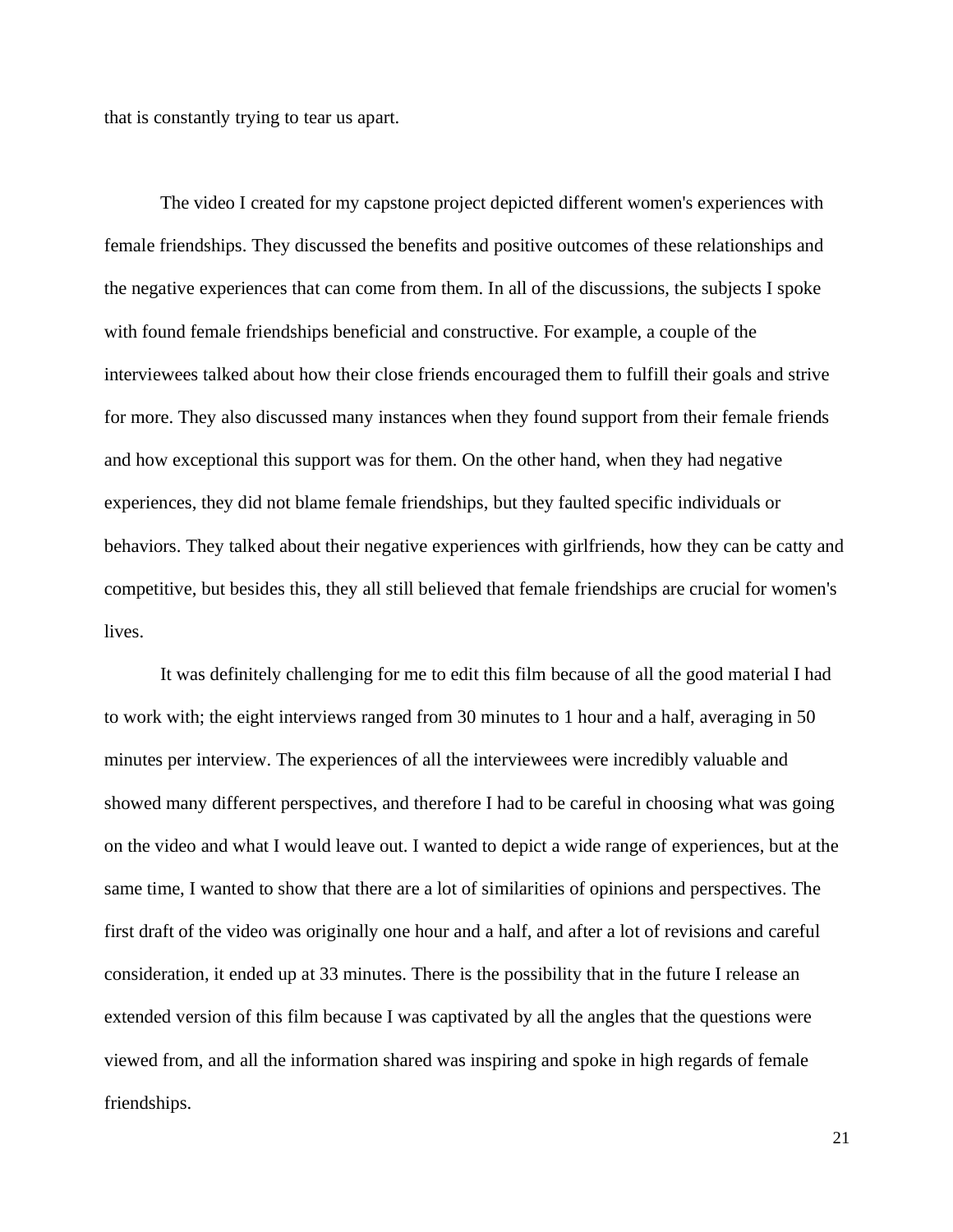that is constantly trying to tear us apart.

The video I created for my capstone project depicted different women's experiences with female friendships. They discussed the benefits and positive outcomes of these relationships and the negative experiences that can come from them. In all of the discussions, the subjects I spoke with found female friendships beneficial and constructive. For example, a couple of the interviewees talked about how their close friends encouraged them to fulfill their goals and strive for more. They also discussed many instances when they found support from their female friends and how exceptional this support was for them. On the other hand, when they had negative experiences, they did not blame female friendships, but they faulted specific individuals or behaviors. They talked about their negative experiences with girlfriends, how they can be catty and competitive, but besides this, they all still believed that female friendships are crucial for women's lives.

It was definitely challenging for me to edit this film because of all the good material I had to work with; the eight interviews ranged from 30 minutes to 1 hour and a half, averaging in 50 minutes per interview. The experiences of all the interviewees were incredibly valuable and showed many different perspectives, and therefore I had to be careful in choosing what was going on the video and what I would leave out. I wanted to depict a wide range of experiences, but at the same time, I wanted to show that there are a lot of similarities of opinions and perspectives. The first draft of the video was originally one hour and a half, and after a lot of revisions and careful consideration, it ended up at 33 minutes. There is the possibility that in the future I release an extended version of this film because I was captivated by all the angles that the questions were viewed from, and all the information shared was inspiring and spoke in high regards of female friendships.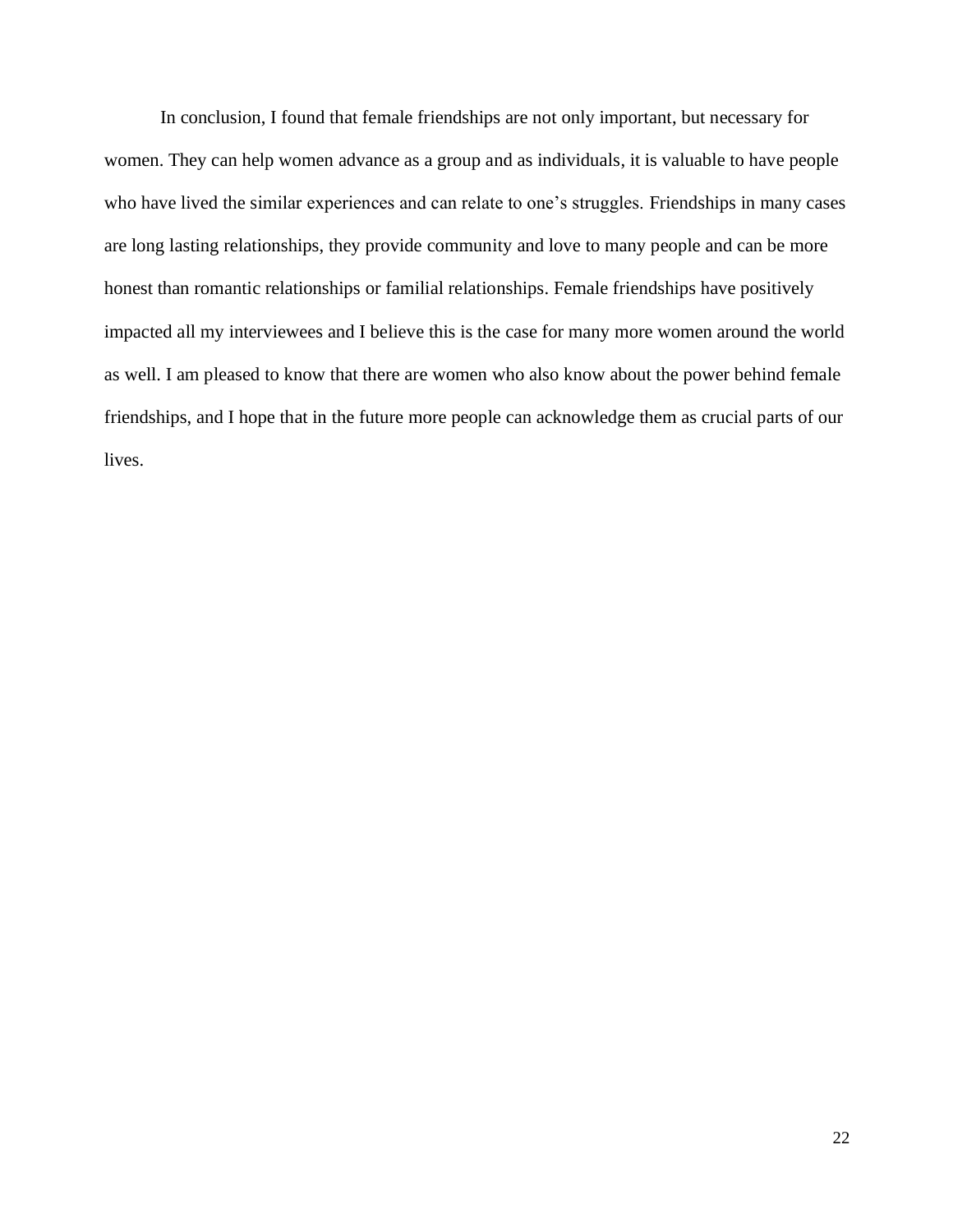In conclusion, I found that female friendships are not only important, but necessary for women. They can help women advance as a group and as individuals, it is valuable to have people who have lived the similar experiences and can relate to one's struggles. Friendships in many cases are long lasting relationships, they provide community and love to many people and can be more honest than romantic relationships or familial relationships. Female friendships have positively impacted all my interviewees and I believe this is the case for many more women around the world as well. I am pleased to know that there are women who also know about the power behind female friendships, and I hope that in the future more people can acknowledge them as crucial parts of our lives.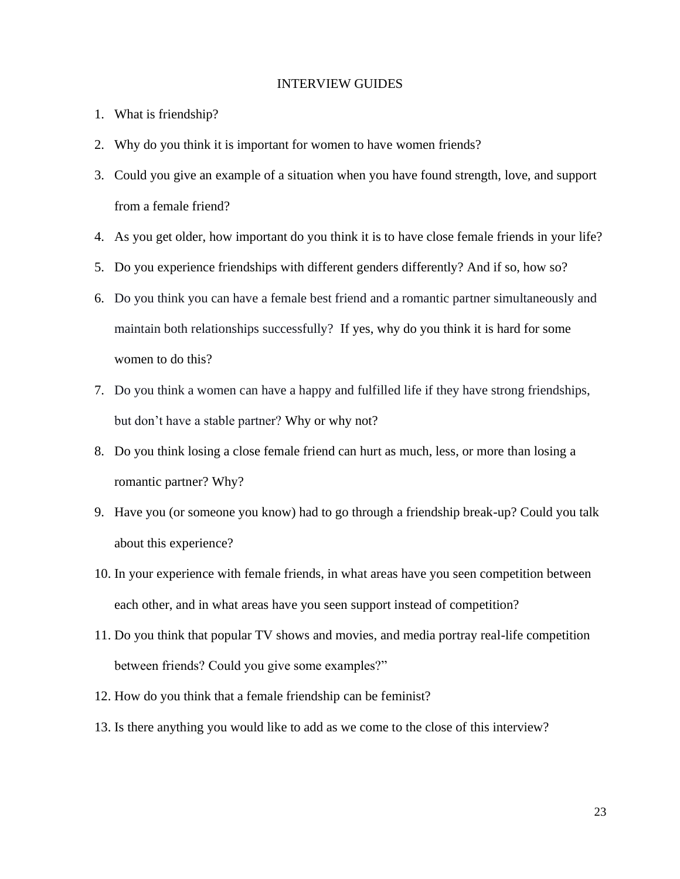# INTERVIEW GUIDES

1. What is friendship?
2. Why do you think it is important for women to have women friends?
3. Could you give an example of a situation when you have found strength, love, and support from a female friend?
4. As you get older, how important do you think it is to have close female friends in your life?
5. Do you experience friendships with different genders differently? And if so, how so?
6. Do you think you can have a female best friend and a romantic partner simultaneously and maintain both relationships successfully? If yes, why do you think it is hard for some women to do this?
7. Do you think a women can have a happy and fulfilled life if they have strong friendships, but don't have a stable partner? Why or why not?
8. Do you think losing a close female friend can hurt as much, less, or more than losing a romantic partner? Why?
9. Have you (or someone you know) had to go through a friendship break-up? Could you talk about this experience?
10. In your experience with female friends, in what areas have you seen competition between each other, and in what areas have you seen support instead of competition?
11. Do you think that popular TV shows and movies, and media portray real-life competition between friends? Could you give some examples?"
12. How do you think that a female friendship can be feminist?
13. Is there anything you would like to add as we come to the close of this interview?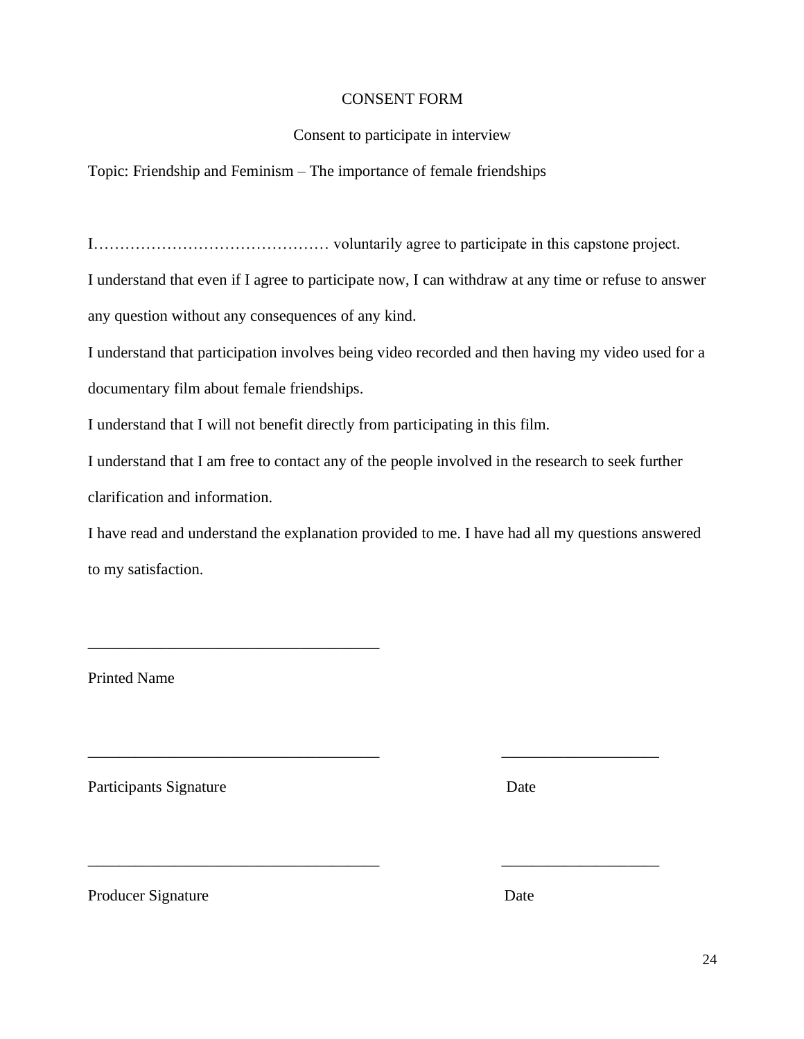CONSENT FORM

Consent to participate in interview

Topic: Friendship and Feminism – The importance of female friendships

I……………………………………… voluntarily agree to participate in this capstone project.

I understand that even if I agree to participate now, I can withdraw at any time or refuse to answer any question without any consequences of any kind.

I understand that participation involves being video recorded and then having my video used for a documentary film about female friendships.

I understand that I will not benefit directly from participating in this film.

I understand that I am free to contact any of the people involved in the research to seek further clarification and information.

I have read and understand the explanation provided to me. I have had all my questions answered to my satisfaction.

_____________________________________

Printed Name

_____________________________________ ____________________

Participants Signature Date

_____________________________________ ____________________

Producer Signature Date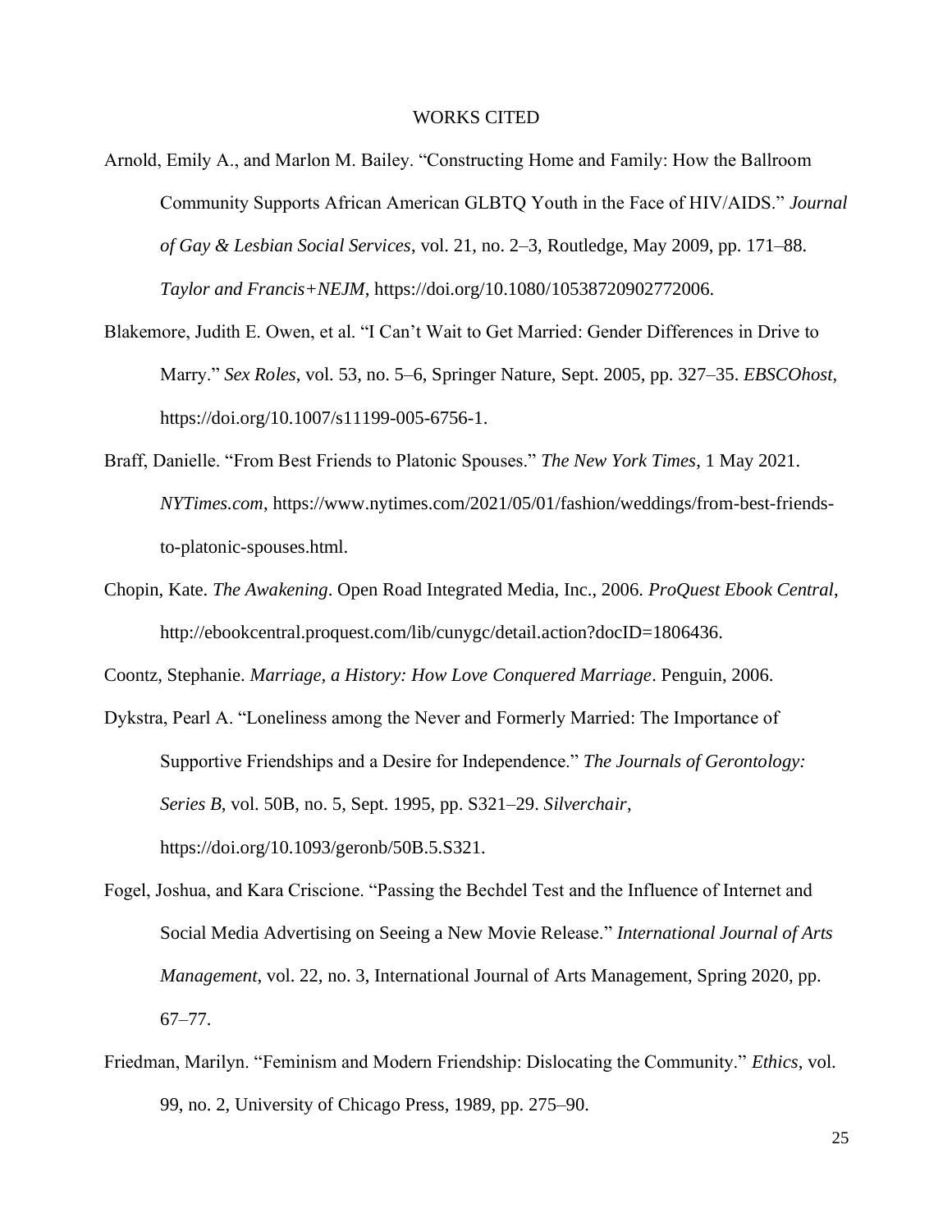# WORKS CITED

Arnold, Emily A., and Marlon M. Bailey. "Constructing Home and Family: How the Ballroom Community Supports African American GLBTQ Youth in the Face of HIV/AIDS." *Journal of Gay & Lesbian Social Services*, vol. 21, no. 2–3, Routledge, May 2009, pp. 171–88. *Taylor and Francis+NEJM*, https://doi.org/10.1080/10538720902772006.

Blakemore, Judith E. Owen, et al. "I Can't Wait to Get Married: Gender Differences in Drive to Marry." *Sex Roles*, vol. 53, no. 5–6, Springer Nature, Sept. 2005, pp. 327–35. *EBSCOhost*, https://doi.org/10.1007/s11199-005-6756-1.

Braff, Danielle. "From Best Friends to Platonic Spouses." *The New York Times*, 1 May 2021. *NYTimes.com*, https://www.nytimes.com/2021/05/01/fashion/weddings/from-best-friends-to-platonic-spouses.html.

Chopin, Kate. *The Awakening*. Open Road Integrated Media, Inc., 2006. *ProQuest Ebook Central*, http://ebookcentral.proquest.com/lib/cunygc/detail.action?docID=1806436.

Coontz, Stephanie. *Marriage, a History: How Love Conquered Marriage*. Penguin, 2006.

Dykstra, Pearl A. "Loneliness among the Never and Formerly Married: The Importance of Supportive Friendships and a Desire for Independence." *The Journals of Gerontology: Series B*, vol. 50B, no. 5, Sept. 1995, pp. S321–29. *Silverchair*, https://doi.org/10.1093/geronb/50B.5.S321.

Fogel, Joshua, and Kara Criscione. "Passing the Bechdel Test and the Influence of Internet and Social Media Advertising on Seeing a New Movie Release." *International Journal of Arts Management*, vol. 22, no. 3, International Journal of Arts Management, Spring 2020, pp. 67–77.

Friedman, Marilyn. "Feminism and Modern Friendship: Dislocating the Community." *Ethics*, vol. 99, no. 2, University of Chicago Press, 1989, pp. 275–90.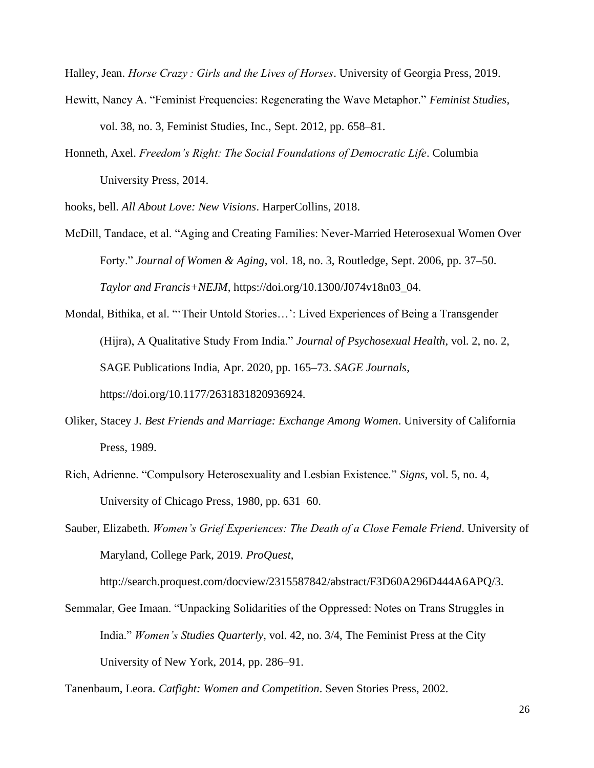Halley, Jean. *Horse Crazy : Girls and the Lives of Horses*. University of Georgia Press, 2019.

Hewitt, Nancy A. "Feminist Frequencies: Regenerating the Wave Metaphor." *Feminist Studies*, vol. 38, no. 3, Feminist Studies, Inc., Sept. 2012, pp. 658–81.

Honneth, Axel. *Freedom's Right: The Social Foundations of Democratic Life*. Columbia University Press, 2014.

hooks, bell. *All About Love: New Visions*. HarperCollins, 2018.

McDill, Tandace, et al. "Aging and Creating Families: Never-Married Heterosexual Women Over Forty." *Journal of Women & Aging*, vol. 18, no. 3, Routledge, Sept. 2006, pp. 37–50. *Taylor and Francis+NEJM*, https://doi.org/10.1300/J074v18n03_04.

Mondal, Bithika, et al. "'Their Untold Stories…': Lived Experiences of Being a Transgender (Hijra), A Qualitative Study From India." *Journal of Psychosexual Health*, vol. 2, no. 2, SAGE Publications India, Apr. 2020, pp. 165–73. *SAGE Journals*, https://doi.org/10.1177/2631831820936924.

Oliker, Stacey J. *Best Friends and Marriage: Exchange Among Women*. University of California Press, 1989.

Rich, Adrienne. "Compulsory Heterosexuality and Lesbian Existence." *Signs*, vol. 5, no. 4, University of Chicago Press, 1980, pp. 631–60.

Sauber, Elizabeth. *Women's Grief Experiences: The Death of a Close Female Friend*. University of Maryland, College Park, 2019. *ProQuest*, http://search.proquest.com/docview/2315587842/abstract/F3D60A296D444A6APQ/3.

Semmalar, Gee Imaan. "Unpacking Solidarities of the Oppressed: Notes on Trans Struggles in India." *Women's Studies Quarterly*, vol. 42, no. 3/4, The Feminist Press at the City University of New York, 2014, pp. 286–91.

Tanenbaum, Leora. *Catfight: Women and Competition*. Seven Stories Press, 2002.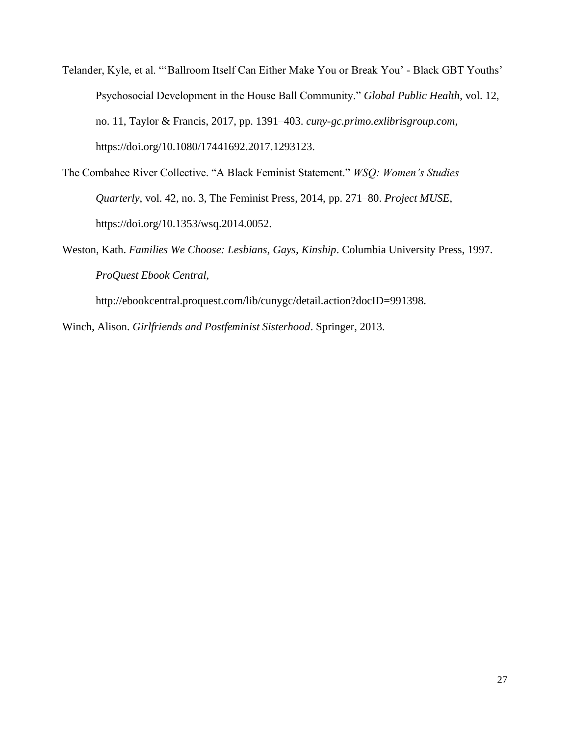Telander, Kyle, et al. "'Ballroom Itself Can Either Make You or Break You' - Black GBT Youths' Psychosocial Development in the House Ball Community." *Global Public Health*, vol. 12, no. 11, Taylor & Francis, 2017, pp. 1391–403. *cuny-gc.primo.exlibrisgroup.com*, https://doi.org/10.1080/17441692.2017.1293123.

The Combahee River Collective. "A Black Feminist Statement." *WSQ: Women's Studies Quarterly*, vol. 42, no. 3, The Feminist Press, 2014, pp. 271–80. *Project MUSE*, https://doi.org/10.1353/wsq.2014.0052.

Weston, Kath. *Families We Choose: Lesbians, Gays, Kinship*. Columbia University Press, 1997. *ProQuest Ebook Central*, http://ebookcentral.proquest.com/lib/cunygc/detail.action?docID=991398.

Winch, Alison. *Girlfriends and Postfeminist Sisterhood*. Springer, 2013.